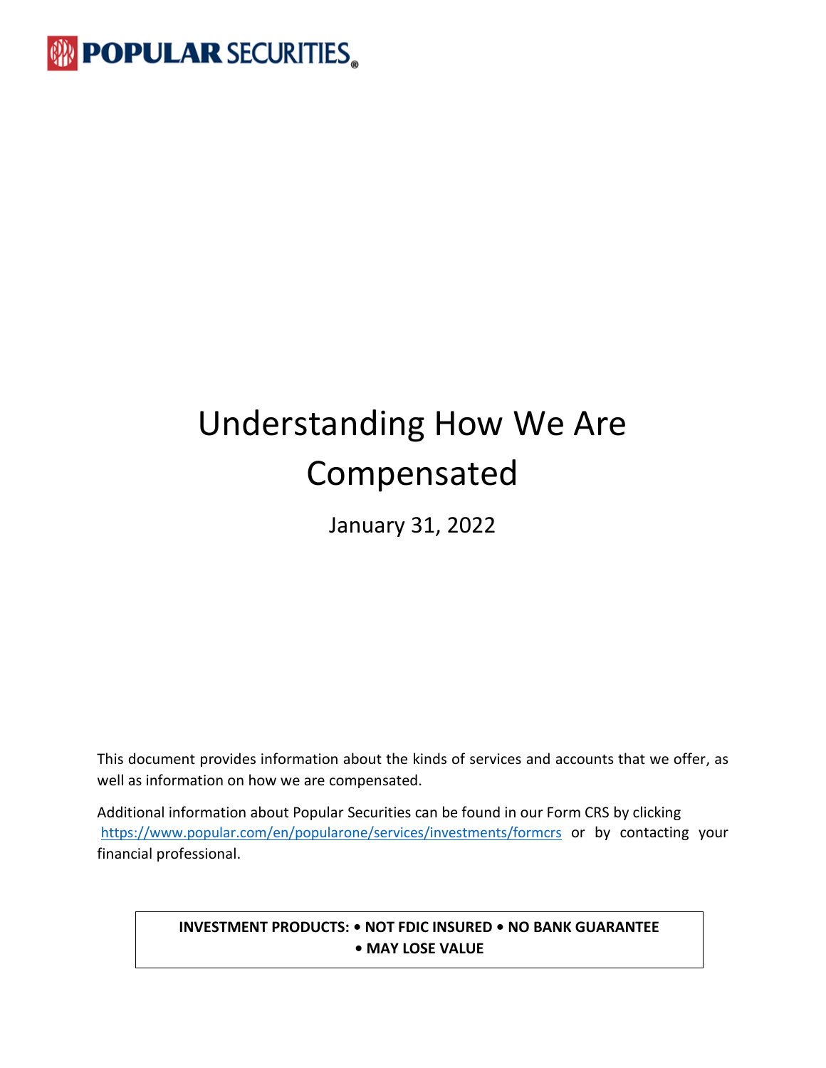POPULAR SECURITIES®

# Understanding How We Are Compensated

January 31, 2022

This document provides information about the kinds of services and accounts that we offer, as well as information on how we are compensated.

Additional information about Popular Securities can be found in our Form CRS by clicking https://www.popular.com/en/popularone/services/investments/formcrs or by contacting your financial professional.

**INVESTMENT PRODUCTS: • NOT FDIC INSURED • NO BANK GUARANTEE • MAY LOSE VALUE**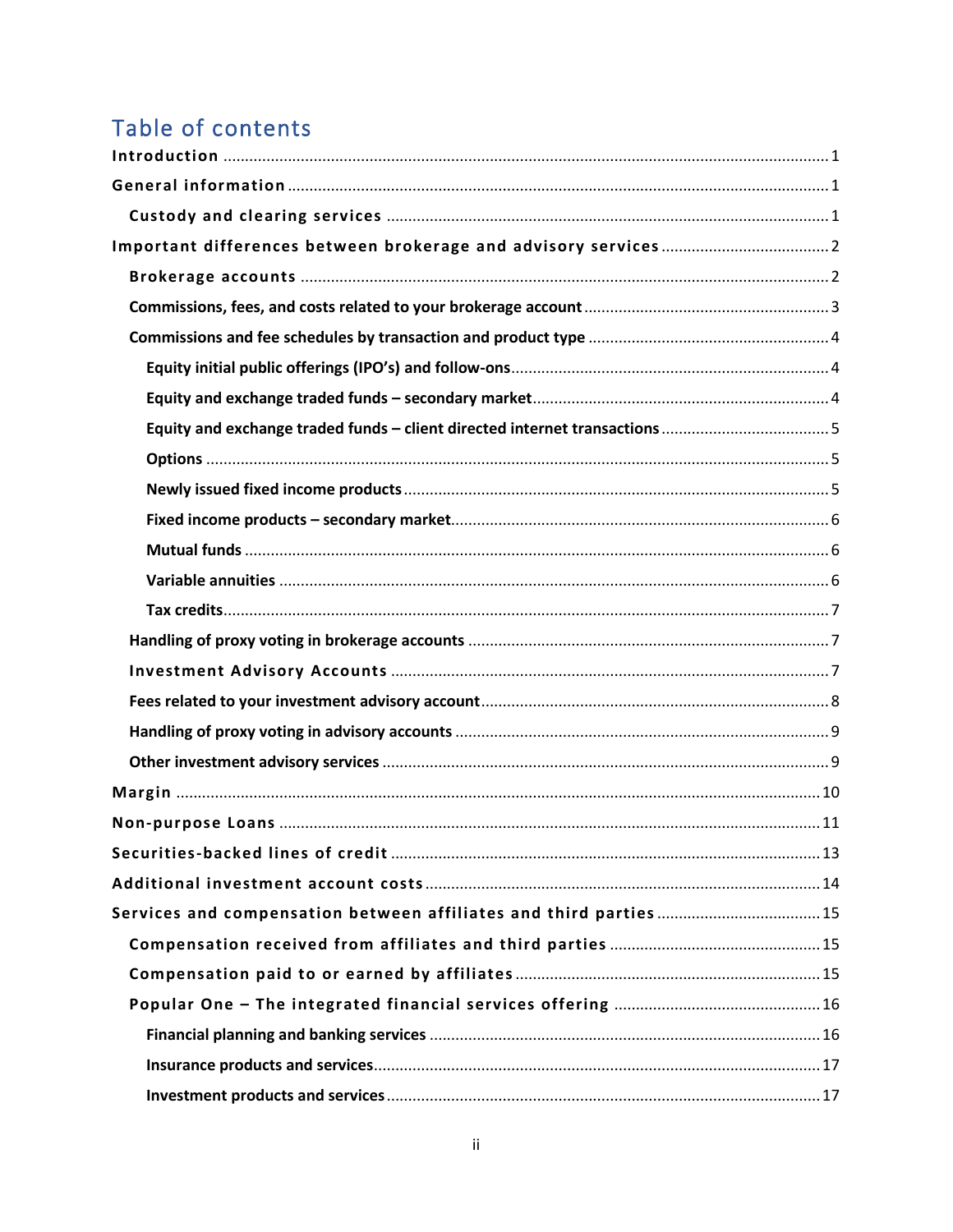# Table of contents

Introduction ........................................................................................................................... 1

General information ............................................................................................................... 1

Custody and clearing services ................................................................................................ 1

Important differences between brokerage and advisory services ......................................... 2

Brokerage accounts ................................................................................................................ 2

Commissions, fees, and costs related to your brokerage account ......................................... 3

Commissions and fee schedules by transaction and product type ........................................ 4

Equity initial public offerings (IPO's) and follow-ons .............................................................. 4

Equity and exchange traded funds – secondary market ........................................................ 4

Equity and exchange traded funds – client directed internet transactions ........................... 5

Options .................................................................................................................................... 5

Newly issued fixed income products ...................................................................................... 5

Fixed income products – secondary market ........................................................................... 6

Mutual funds ........................................................................................................................... 6

Variable annuities .................................................................................................................... 6

Tax credits ................................................................................................................................ 7

Handling of proxy voting in brokerage accounts ..................................................................... 7

Investment Advisory Accounts ................................................................................................ 7

Fees related to your investment advisory account ................................................................. 8

Handling of proxy voting in advisory accounts ....................................................................... 9

Other investment advisory services ........................................................................................ 9

Margin .................................................................................................................................... 10

Non-purpose Loans ................................................................................................................ 11

Securities-backed lines of credit ............................................................................................ 13

Additional investment account costs .................................................................................... 14

Services and compensation between affiliates and third parties .......................................... 15

Compensation received from affiliates and third parties ...................................................... 15

Compensation paid to or earned by affiliates ........................................................................ 15

Popular One – The integrated financial services offering ...................................................... 16

Financial planning and banking services ................................................................................. 16

Insurance products and services ............................................................................................ 17

Investment products and services .......................................................................................... 17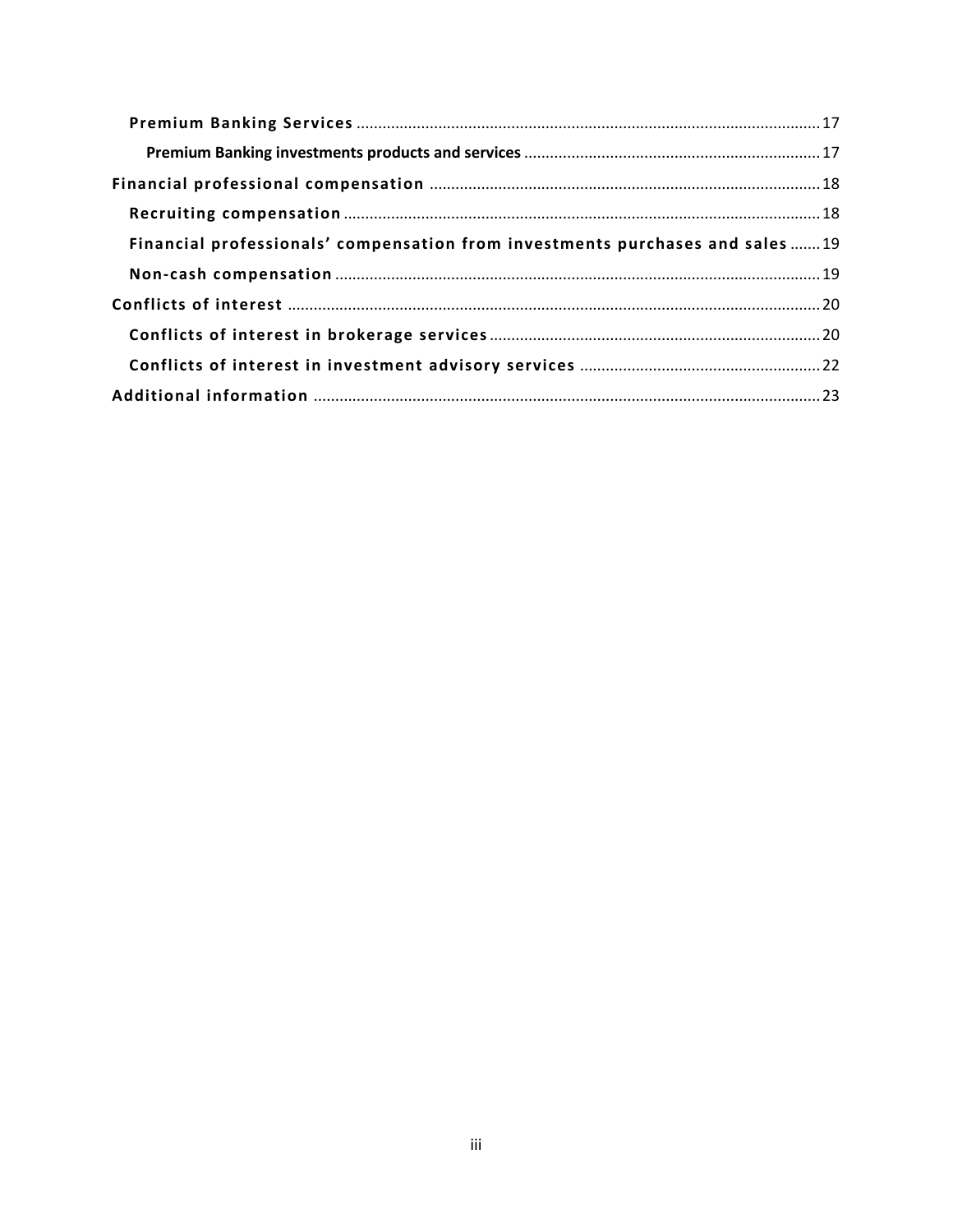- Premium Banking Services ... 17
  - Premium Banking investments products and services ... 17
- Financial professional compensation ... 18
  - Recruiting compensation ... 18
  - Financial professionals' compensation from investments purchases and sales ... 19
  - Non-cash compensation ... 19
- Conflicts of interest ... 20
  - Conflicts of interest in brokerage services ... 20
  - Conflicts of interest in investment advisory services ... 22
- Additional information ... 23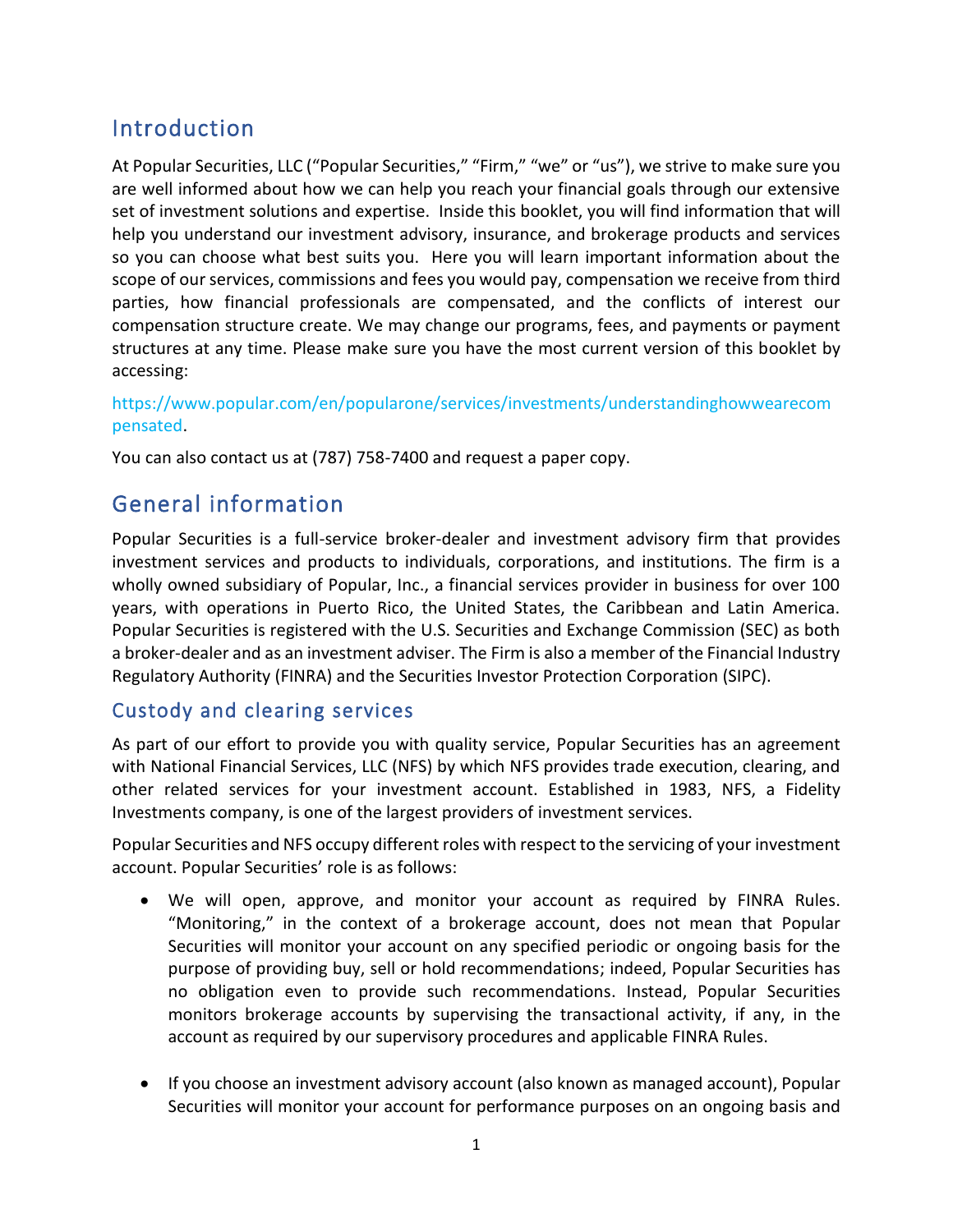## Introduction

At Popular Securities, LLC ("Popular Securities," "Firm," "we" or "us"), we strive to make sure you are well informed about how we can help you reach your financial goals through our extensive set of investment solutions and expertise. Inside this booklet, you will find information that will help you understand our investment advisory, insurance, and brokerage products and services so you can choose what best suits you. Here you will learn important information about the scope of our services, commissions and fees you would pay, compensation we receive from third parties, how financial professionals are compensated, and the conflicts of interest our compensation structure create. We may change our programs, fees, and payments or payment structures at any time. Please make sure you have the most current version of this booklet by accessing:

https://www.popular.com/en/popularone/services/investments/understandinghowwearecompensated.

You can also contact us at (787) 758-7400 and request a paper copy.

## General information

Popular Securities is a full-service broker-dealer and investment advisory firm that provides investment services and products to individuals, corporations, and institutions. The firm is a wholly owned subsidiary of Popular, Inc., a financial services provider in business for over 100 years, with operations in Puerto Rico, the United States, the Caribbean and Latin America. Popular Securities is registered with the U.S. Securities and Exchange Commission (SEC) as both a broker-dealer and as an investment adviser. The Firm is also a member of the Financial Industry Regulatory Authority (FINRA) and the Securities Investor Protection Corporation (SIPC).

### Custody and clearing services

As part of our effort to provide you with quality service, Popular Securities has an agreement with National Financial Services, LLC (NFS) by which NFS provides trade execution, clearing, and other related services for your investment account. Established in 1983, NFS, a Fidelity Investments company, is one of the largest providers of investment services.

Popular Securities and NFS occupy different roles with respect to the servicing of your investment account. Popular Securities' role is as follows:

- We will open, approve, and monitor your account as required by FINRA Rules. "Monitoring," in the context of a brokerage account, does not mean that Popular Securities will monitor your account on any specified periodic or ongoing basis for the purpose of providing buy, sell or hold recommendations; indeed, Popular Securities has no obligation even to provide such recommendations. Instead, Popular Securities monitors brokerage accounts by supervising the transactional activity, if any, in the account as required by our supervisory procedures and applicable FINRA Rules.

- If you choose an investment advisory account (also known as managed account), Popular Securities will monitor your account for performance purposes on an ongoing basis and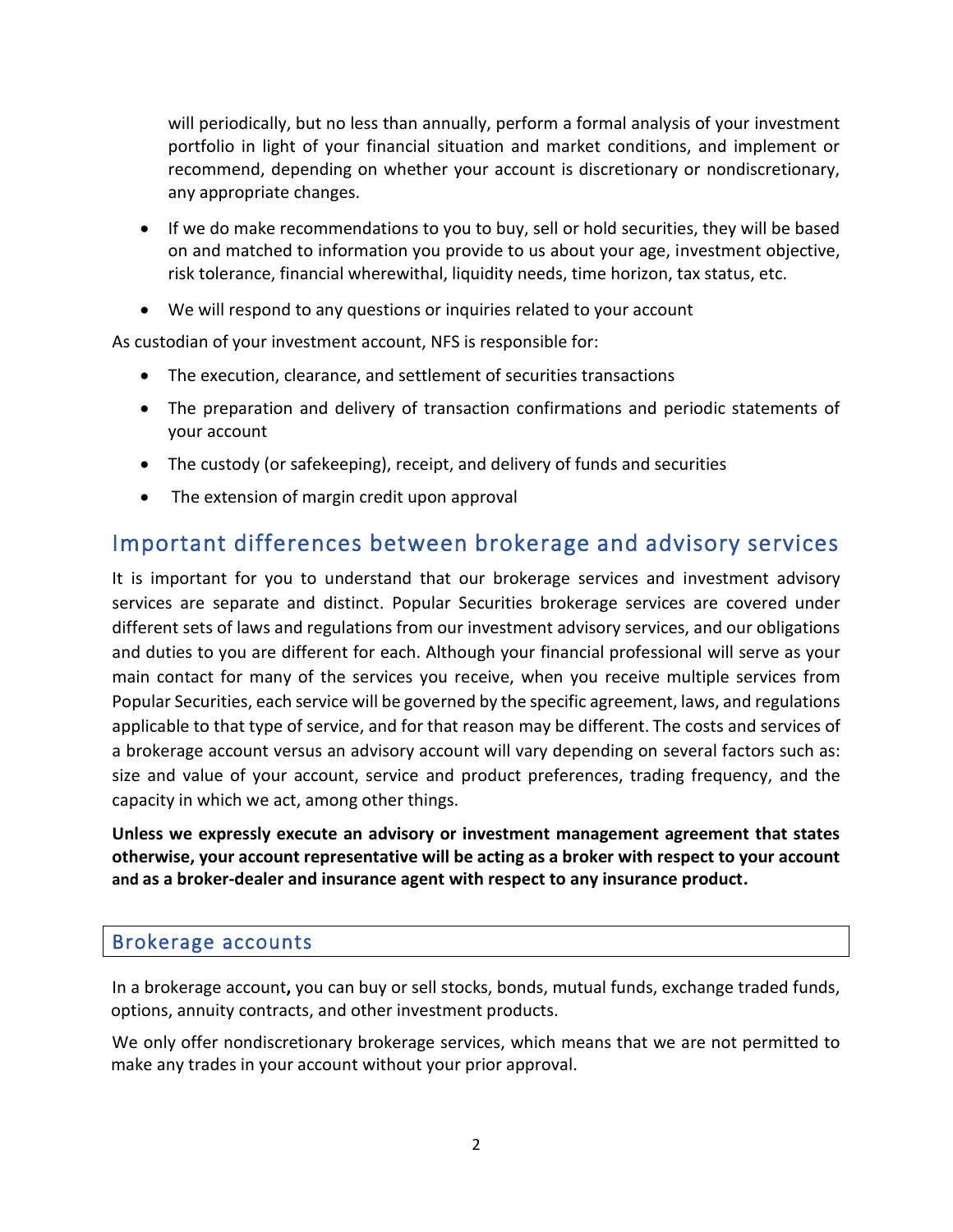will periodically, but no less than annually, perform a formal analysis of your investment portfolio in light of your financial situation and market conditions, and implement or recommend, depending on whether your account is discretionary or nondiscretionary, any appropriate changes.

- If we do make recommendations to you to buy, sell or hold securities, they will be based on and matched to information you provide to us about your age, investment objective, risk tolerance, financial wherewithal, liquidity needs, time horizon, tax status, etc.
- We will respond to any questions or inquiries related to your account

As custodian of your investment account, NFS is responsible for:

- The execution, clearance, and settlement of securities transactions
- The preparation and delivery of transaction confirmations and periodic statements of your account
- The custody (or safekeeping), receipt, and delivery of funds and securities
- The extension of margin credit upon approval

## Important differences between brokerage and advisory services

It is important for you to understand that our brokerage services and investment advisory services are separate and distinct. Popular Securities brokerage services are covered under different sets of laws and regulations from our investment advisory services, and our obligations and duties to you are different for each. Although your financial professional will serve as your main contact for many of the services you receive, when you receive multiple services from Popular Securities, each service will be governed by the specific agreement, laws, and regulations applicable to that type of service, and for that reason may be different. The costs and services of a brokerage account versus an advisory account will vary depending on several factors such as: size and value of your account, service and product preferences, trading frequency, and the capacity in which we act, among other things.

**Unless we expressly execute an advisory or investment management agreement that states otherwise, your account representative will be acting as a broker with respect to your account and as a broker-dealer and insurance agent with respect to any insurance product.**

### Brokerage accounts

In a brokerage account**,** you can buy or sell stocks, bonds, mutual funds, exchange traded funds, options, annuity contracts, and other investment products.

We only offer nondiscretionary brokerage services, which means that we are not permitted to make any trades in your account without your prior approval.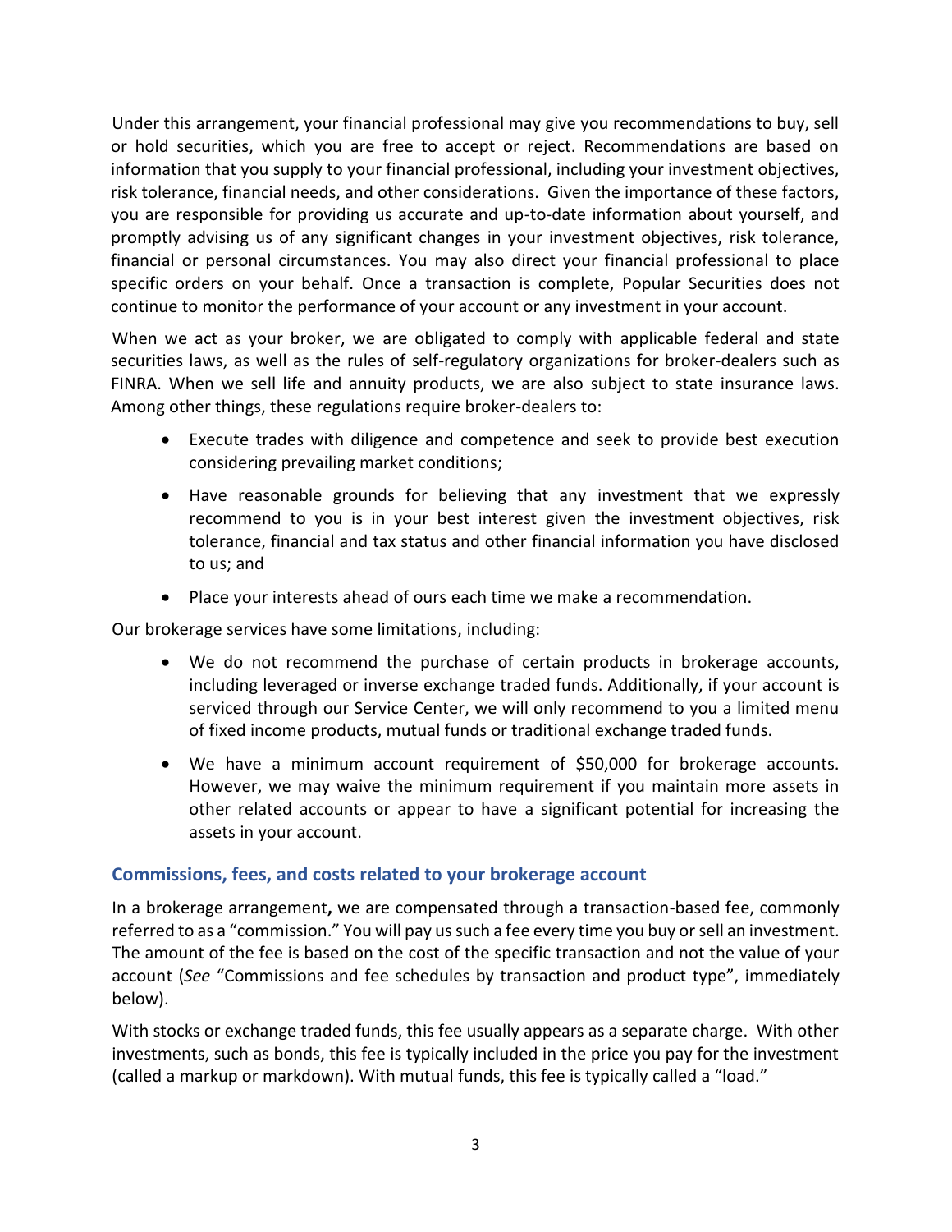Under this arrangement, your financial professional may give you recommendations to buy, sell or hold securities, which you are free to accept or reject. Recommendations are based on information that you supply to your financial professional, including your investment objectives, risk tolerance, financial needs, and other considerations. Given the importance of these factors, you are responsible for providing us accurate and up-to-date information about yourself, and promptly advising us of any significant changes in your investment objectives, risk tolerance, financial or personal circumstances. You may also direct your financial professional to place specific orders on your behalf. Once a transaction is complete, Popular Securities does not continue to monitor the performance of your account or any investment in your account.

When we act as your broker, we are obligated to comply with applicable federal and state securities laws, as well as the rules of self-regulatory organizations for broker-dealers such as FINRA. When we sell life and annuity products, we are also subject to state insurance laws. Among other things, these regulations require broker-dealers to:

- Execute trades with diligence and competence and seek to provide best execution considering prevailing market conditions;
- Have reasonable grounds for believing that any investment that we expressly recommend to you is in your best interest given the investment objectives, risk tolerance, financial and tax status and other financial information you have disclosed to us; and
- Place your interests ahead of ours each time we make a recommendation.

Our brokerage services have some limitations, including:

- We do not recommend the purchase of certain products in brokerage accounts, including leveraged or inverse exchange traded funds. Additionally, if your account is serviced through our Service Center, we will only recommend to you a limited menu of fixed income products, mutual funds or traditional exchange traded funds.
- We have a minimum account requirement of $50,000 for brokerage accounts. However, we may waive the minimum requirement if you maintain more assets in other related accounts or appear to have a significant potential for increasing the assets in your account.

### Commissions, fees, and costs related to your brokerage account

In a brokerage arrangement**,** we are compensated through a transaction-based fee, commonly referred to as a "commission." You will pay us such a fee every time you buy or sell an investment. The amount of the fee is based on the cost of the specific transaction and not the value of your account (*See* "Commissions and fee schedules by transaction and product type", immediately below).

With stocks or exchange traded funds, this fee usually appears as a separate charge. With other investments, such as bonds, this fee is typically included in the price you pay for the investment (called a markup or markdown). With mutual funds, this fee is typically called a "load."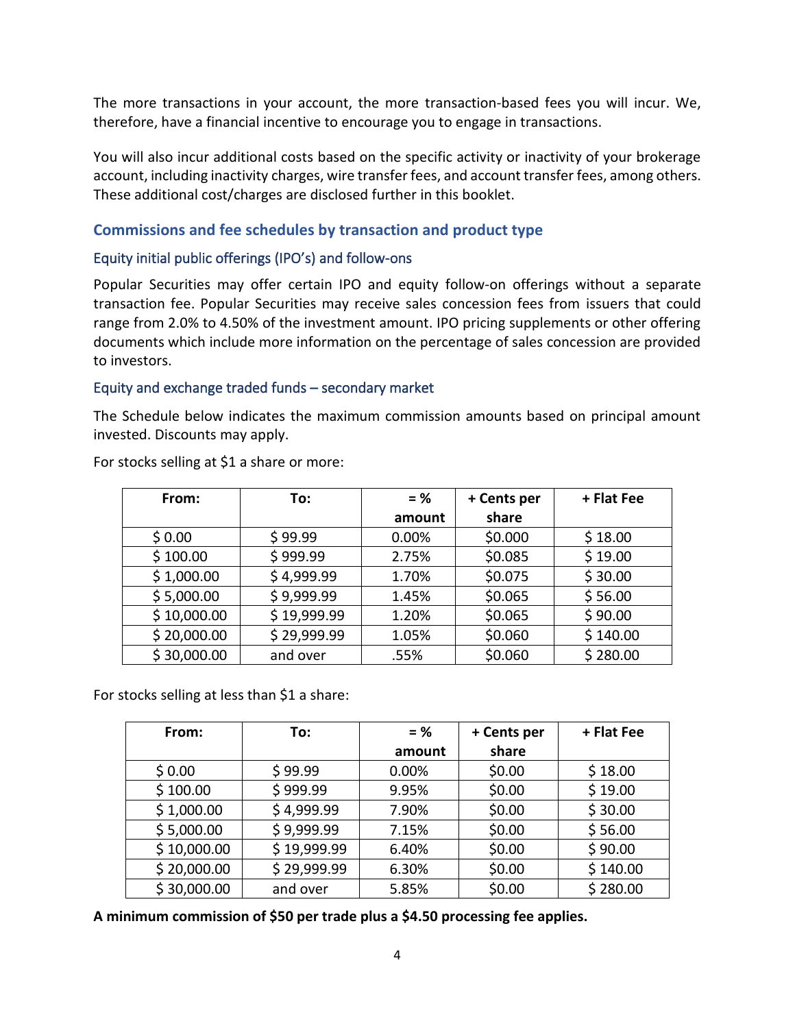The more transactions in your account, the more transaction-based fees you will incur. We, therefore, have a financial incentive to encourage you to engage in transactions.

You will also incur additional costs based on the specific activity or inactivity of your brokerage account, including inactivity charges, wire transfer fees, and account transfer fees, among others. These additional cost/charges are disclosed further in this booklet.

## Commissions and fee schedules by transaction and product type

### Equity initial public offerings (IPO's) and follow-ons

Popular Securities may offer certain IPO and equity follow-on offerings without a separate transaction fee. Popular Securities may receive sales concession fees from issuers that could range from 2.0% to 4.50% of the investment amount. IPO pricing supplements or other offering documents which include more information on the percentage of sales concession are provided to investors.

### Equity and exchange traded funds – secondary market

The Schedule below indicates the maximum commission amounts based on principal amount invested. Discounts may apply.

For stocks selling at $1 a share or more:

| From: | To: | = % amount | + Cents per share | + Flat Fee |
|---|---|---|---|---|
| $ 0.00 | $ 99.99 | 0.00% | $0.000 | $ 18.00 |
| $ 100.00 | $ 999.99 | 2.75% | $0.085 | $ 19.00 |
| $ 1,000.00 | $ 4,999.99 | 1.70% | $0.075 | $ 30.00 |
| $ 5,000.00 | $ 9,999.99 | 1.45% | $0.065 | $ 56.00 |
| $ 10,000.00 | $ 19,999.99 | 1.20% | $0.065 | $ 90.00 |
| $ 20,000.00 | $ 29,999.99 | 1.05% | $0.060 | $ 140.00 |
| $ 30,000.00 | and over | .55% | $0.060 | $ 280.00 |

For stocks selling at less than $1 a share:

| From: | To: | = % amount | + Cents per share | + Flat Fee |
|---|---|---|---|---|
| $ 0.00 | $ 99.99 | 0.00% | $0.00 | $ 18.00 |
| $ 100.00 | $ 999.99 | 9.95% | $0.00 | $ 19.00 |
| $ 1,000.00 | $ 4,999.99 | 7.90% | $0.00 | $ 30.00 |
| $ 5,000.00 | $ 9,999.99 | 7.15% | $0.00 | $ 56.00 |
| $ 10,000.00 | $ 19,999.99 | 6.40% | $0.00 | $ 90.00 |
| $ 20,000.00 | $ 29,999.99 | 6.30% | $0.00 | $ 140.00 |
| $ 30,000.00 | and over | 5.85% | $0.00 | $ 280.00 |

**A minimum commission of $50 per trade plus a $4.50 processing fee applies.**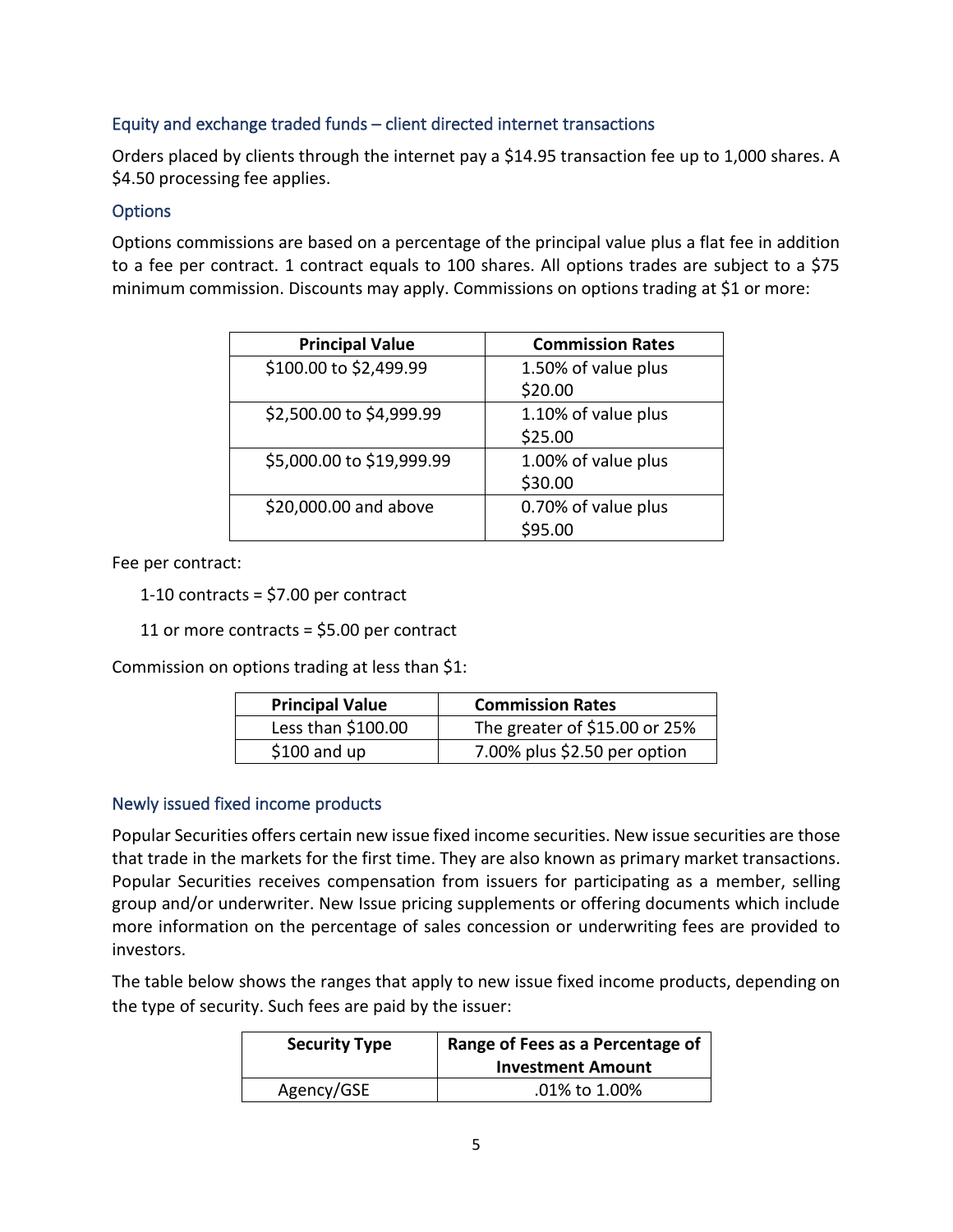### Equity and exchange traded funds – client directed internet transactions

Orders placed by clients through the internet pay a $14.95 transaction fee up to 1,000 shares. A $4.50 processing fee applies.

### Options

Options commissions are based on a percentage of the principal value plus a flat fee in addition to a fee per contract. 1 contract equals to 100 shares. All options trades are subject to a $75 minimum commission. Discounts may apply. Commissions on options trading at $1 or more:

| Principal Value | Commission Rates |
|---|---|
| $100.00 to $2,499.99 | 1.50% of value plus $20.00 |
| $2,500.00 to $4,999.99 | 1.10% of value plus $25.00 |
| $5,000.00 to $19,999.99 | 1.00% of value plus $30.00 |
| $20,000.00 and above | 0.70% of value plus $95.00 |

Fee per contract:

1-10 contracts = $7.00 per contract

11 or more contracts = $5.00 per contract

Commission on options trading at less than $1:

| Principal Value | Commission Rates |
|---|---|
| Less than $100.00 | The greater of $15.00 or 25% |
| $100 and up | 7.00% plus $2.50 per option |

### Newly issued fixed income products

Popular Securities offers certain new issue fixed income securities. New issue securities are those that trade in the markets for the first time. They are also known as primary market transactions. Popular Securities receives compensation from issuers for participating as a member, selling group and/or underwriter. New Issue pricing supplements or offering documents which include more information on the percentage of sales concession or underwriting fees are provided to investors.

The table below shows the ranges that apply to new issue fixed income products, depending on the type of security. Such fees are paid by the issuer:

| Security Type | Range of Fees as a Percentage of Investment Amount |
|---|---|
| Agency/GSE | .01% to 1.00% |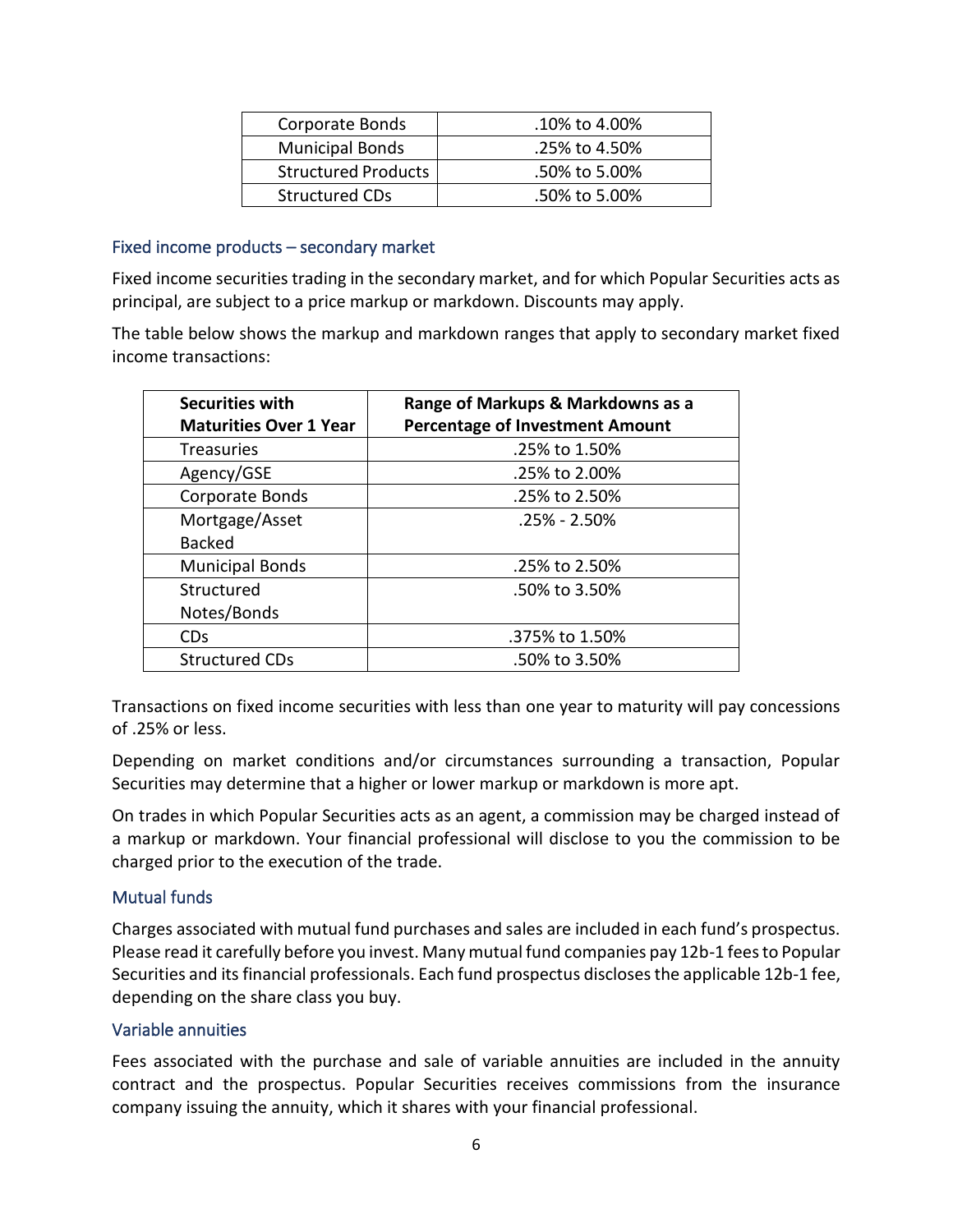| Corporate Bonds | .10% to 4.00% |
|---|---|
| Municipal Bonds | .25% to 4.50% |
| Structured Products | .50% to 5.00% |
| Structured CDs | .50% to 5.00% |

### Fixed income products – secondary market

Fixed income securities trading in the secondary market, and for which Popular Securities acts as principal, are subject to a price markup or markdown. Discounts may apply.

The table below shows the markup and markdown ranges that apply to secondary market fixed income transactions:

| **Securities with Maturities Over 1 Year** | **Range of Markups & Markdowns as a Percentage of Investment Amount** |
|---|---|
| Treasuries | .25% to 1.50% |
| Agency/GSE | .25% to 2.00% |
| Corporate Bonds | .25% to 2.50% |
| Mortgage/Asset Backed | .25% - 2.50% |
| Municipal Bonds | .25% to 2.50% |
| Structured Notes/Bonds | .50% to 3.50% |
| CDs | .375% to 1.50% |
| Structured CDs | .50% to 3.50% |

Transactions on fixed income securities with less than one year to maturity will pay concessions of .25% or less.

Depending on market conditions and/or circumstances surrounding a transaction, Popular Securities may determine that a higher or lower markup or markdown is more apt.

On trades in which Popular Securities acts as an agent, a commission may be charged instead of a markup or markdown. Your financial professional will disclose to you the commission to be charged prior to the execution of the trade.

### Mutual funds

Charges associated with mutual fund purchases and sales are included in each fund's prospectus. Please read it carefully before you invest. Many mutual fund companies pay 12b-1 fees to Popular Securities and its financial professionals. Each fund prospectus discloses the applicable 12b-1 fee, depending on the share class you buy.

### Variable annuities

Fees associated with the purchase and sale of variable annuities are included in the annuity contract and the prospectus. Popular Securities receives commissions from the insurance company issuing the annuity, which it shares with your financial professional.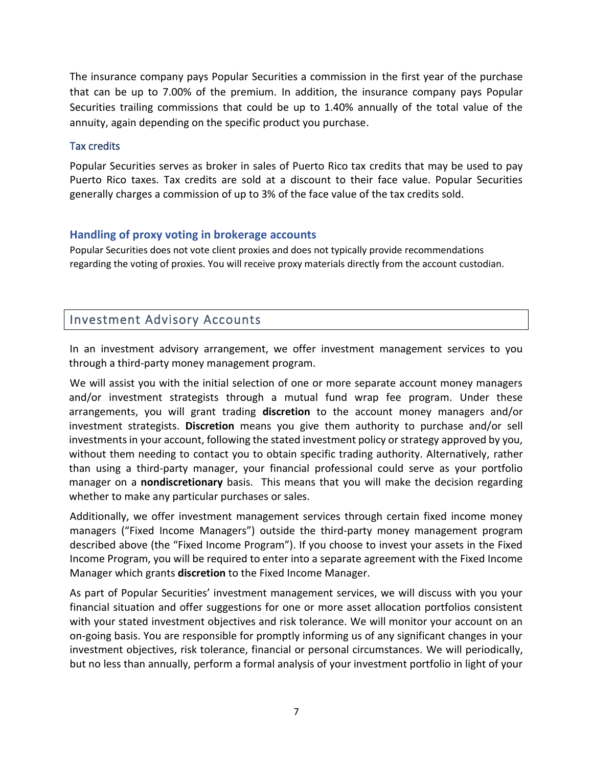The insurance company pays Popular Securities a commission in the first year of the purchase that can be up to 7.00% of the premium. In addition, the insurance company pays Popular Securities trailing commissions that could be up to 1.40% annually of the total value of the annuity, again depending on the specific product you purchase.

### Tax credits

Popular Securities serves as broker in sales of Puerto Rico tax credits that may be used to pay Puerto Rico taxes. Tax credits are sold at a discount to their face value. Popular Securities generally charges a commission of up to 3% of the face value of the tax credits sold.

### Handling of proxy voting in brokerage accounts

Popular Securities does not vote client proxies and does not typically provide recommendations regarding the voting of proxies. You will receive proxy materials directly from the account custodian.

## Investment Advisory Accounts

In an investment advisory arrangement, we offer investment management services to you through a third-party money management program.

We will assist you with the initial selection of one or more separate account money managers and/or investment strategists through a mutual fund wrap fee program. Under these arrangements, you will grant trading **discretion** to the account money managers and/or investment strategists. **Discretion** means you give them authority to purchase and/or sell investments in your account, following the stated investment policy or strategy approved by you, without them needing to contact you to obtain specific trading authority. Alternatively, rather than using a third-party manager, your financial professional could serve as your portfolio manager on a **nondiscretionary** basis. This means that you will make the decision regarding whether to make any particular purchases or sales.

Additionally, we offer investment management services through certain fixed income money managers ("Fixed Income Managers") outside the third-party money management program described above (the "Fixed Income Program"). If you choose to invest your assets in the Fixed Income Program, you will be required to enter into a separate agreement with the Fixed Income Manager which grants **discretion** to the Fixed Income Manager.

As part of Popular Securities' investment management services, we will discuss with you your financial situation and offer suggestions for one or more asset allocation portfolios consistent with your stated investment objectives and risk tolerance. We will monitor your account on an on-going basis. You are responsible for promptly informing us of any significant changes in your investment objectives, risk tolerance, financial or personal circumstances. We will periodically, but no less than annually, perform a formal analysis of your investment portfolio in light of your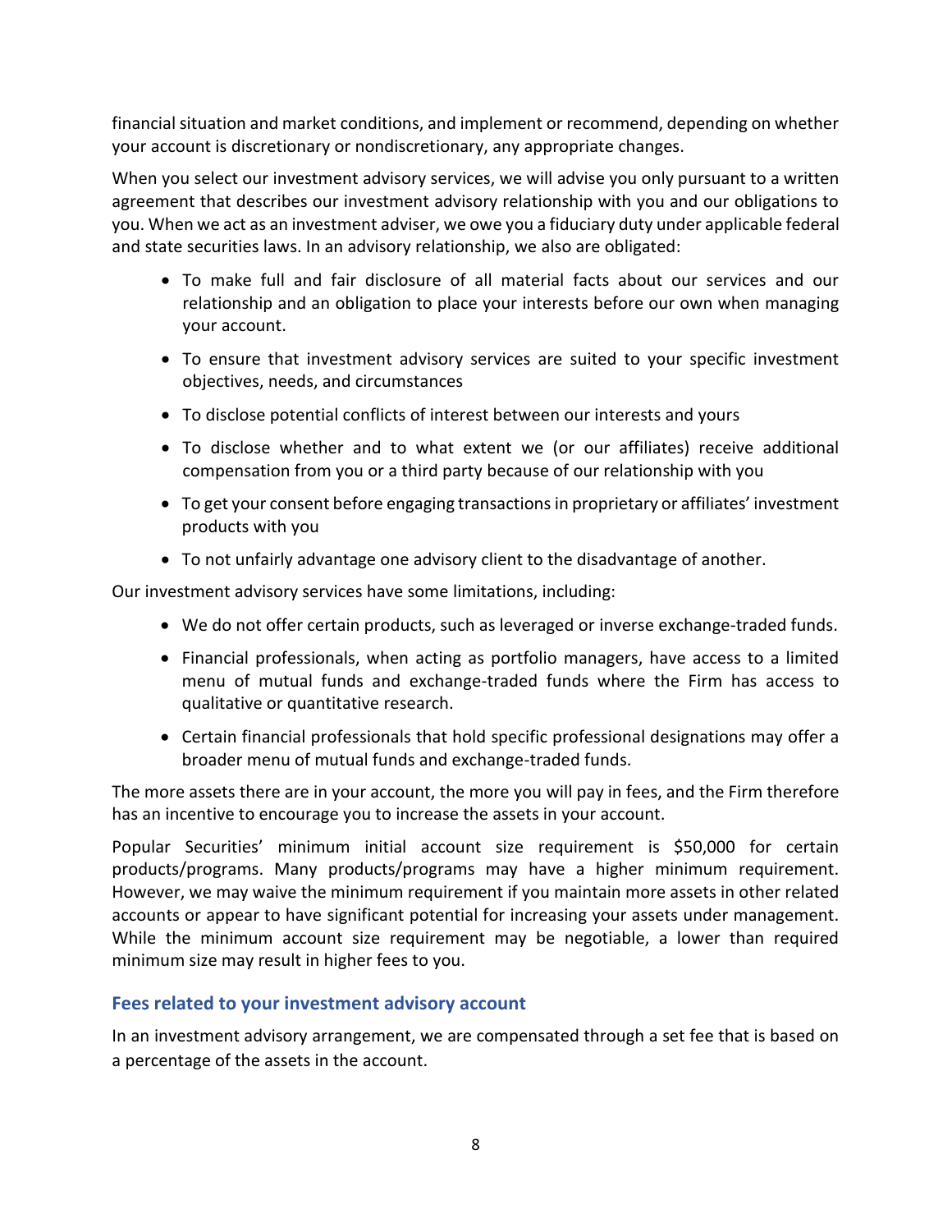financial situation and market conditions, and implement or recommend, depending on whether your account is discretionary or nondiscretionary, any appropriate changes.

When you select our investment advisory services, we will advise you only pursuant to a written agreement that describes our investment advisory relationship with you and our obligations to you. When we act as an investment adviser, we owe you a fiduciary duty under applicable federal and state securities laws. In an advisory relationship, we also are obligated:

- To make full and fair disclosure of all material facts about our services and our relationship and an obligation to place your interests before our own when managing your account.
- To ensure that investment advisory services are suited to your specific investment objectives, needs, and circumstances
- To disclose potential conflicts of interest between our interests and yours
- To disclose whether and to what extent we (or our affiliates) receive additional compensation from you or a third party because of our relationship with you
- To get your consent before engaging transactions in proprietary or affiliates' investment products with you
- To not unfairly advantage one advisory client to the disadvantage of another.

Our investment advisory services have some limitations, including:

- We do not offer certain products, such as leveraged or inverse exchange-traded funds.
- Financial professionals, when acting as portfolio managers, have access to a limited menu of mutual funds and exchange-traded funds where the Firm has access to qualitative or quantitative research.
- Certain financial professionals that hold specific professional designations may offer a broader menu of mutual funds and exchange-traded funds.

The more assets there are in your account, the more you will pay in fees, and the Firm therefore has an incentive to encourage you to increase the assets in your account.

Popular Securities' minimum initial account size requirement is $50,000 for certain products/programs. Many products/programs may have a higher minimum requirement. However, we may waive the minimum requirement if you maintain more assets in other related accounts or appear to have significant potential for increasing your assets under management. While the minimum account size requirement may be negotiable, a lower than required minimum size may result in higher fees to you.

## Fees related to your investment advisory account

In an investment advisory arrangement, we are compensated through a set fee that is based on a percentage of the assets in the account.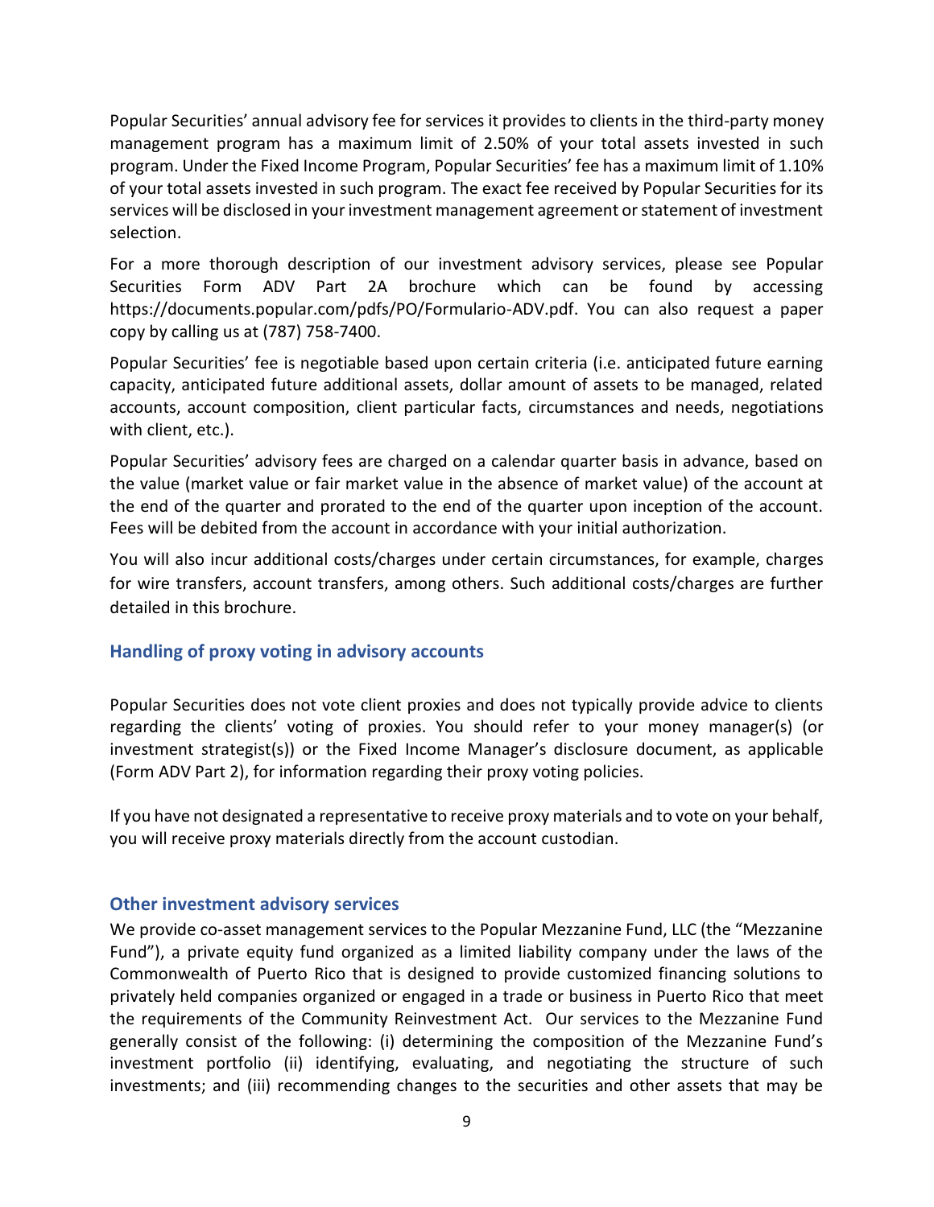Popular Securities' annual advisory fee for services it provides to clients in the third-party money management program has a maximum limit of 2.50% of your total assets invested in such program. Under the Fixed Income Program, Popular Securities' fee has a maximum limit of 1.10% of your total assets invested in such program. The exact fee received by Popular Securities for its services will be disclosed in your investment management agreement or statement of investment selection.

For a more thorough description of our investment advisory services, please see Popular Securities Form ADV Part 2A brochure which can be found by accessing https://documents.popular.com/pdfs/PO/Formulario-ADV.pdf. You can also request a paper copy by calling us at (787) 758-7400.

Popular Securities' fee is negotiable based upon certain criteria (i.e. anticipated future earning capacity, anticipated future additional assets, dollar amount of assets to be managed, related accounts, account composition, client particular facts, circumstances and needs, negotiations with client, etc.).

Popular Securities' advisory fees are charged on a calendar quarter basis in advance, based on the value (market value or fair market value in the absence of market value) of the account at the end of the quarter and prorated to the end of the quarter upon inception of the account. Fees will be debited from the account in accordance with your initial authorization.

You will also incur additional costs/charges under certain circumstances, for example, charges for wire transfers, account transfers, among others. Such additional costs/charges are further detailed in this brochure.

### Handling of proxy voting in advisory accounts

Popular Securities does not vote client proxies and does not typically provide advice to clients regarding the clients' voting of proxies. You should refer to your money manager(s) (or investment strategist(s)) or the Fixed Income Manager's disclosure document, as applicable (Form ADV Part 2), for information regarding their proxy voting policies.

If you have not designated a representative to receive proxy materials and to vote on your behalf, you will receive proxy materials directly from the account custodian.

### Other investment advisory services

We provide co-asset management services to the Popular Mezzanine Fund, LLC (the "Mezzanine Fund"), a private equity fund organized as a limited liability company under the laws of the Commonwealth of Puerto Rico that is designed to provide customized financing solutions to privately held companies organized or engaged in a trade or business in Puerto Rico that meet the requirements of the Community Reinvestment Act. Our services to the Mezzanine Fund generally consist of the following: (i) determining the composition of the Mezzanine Fund's investment portfolio (ii) identifying, evaluating, and negotiating the structure of such investments; and (iii) recommending changes to the securities and other assets that may be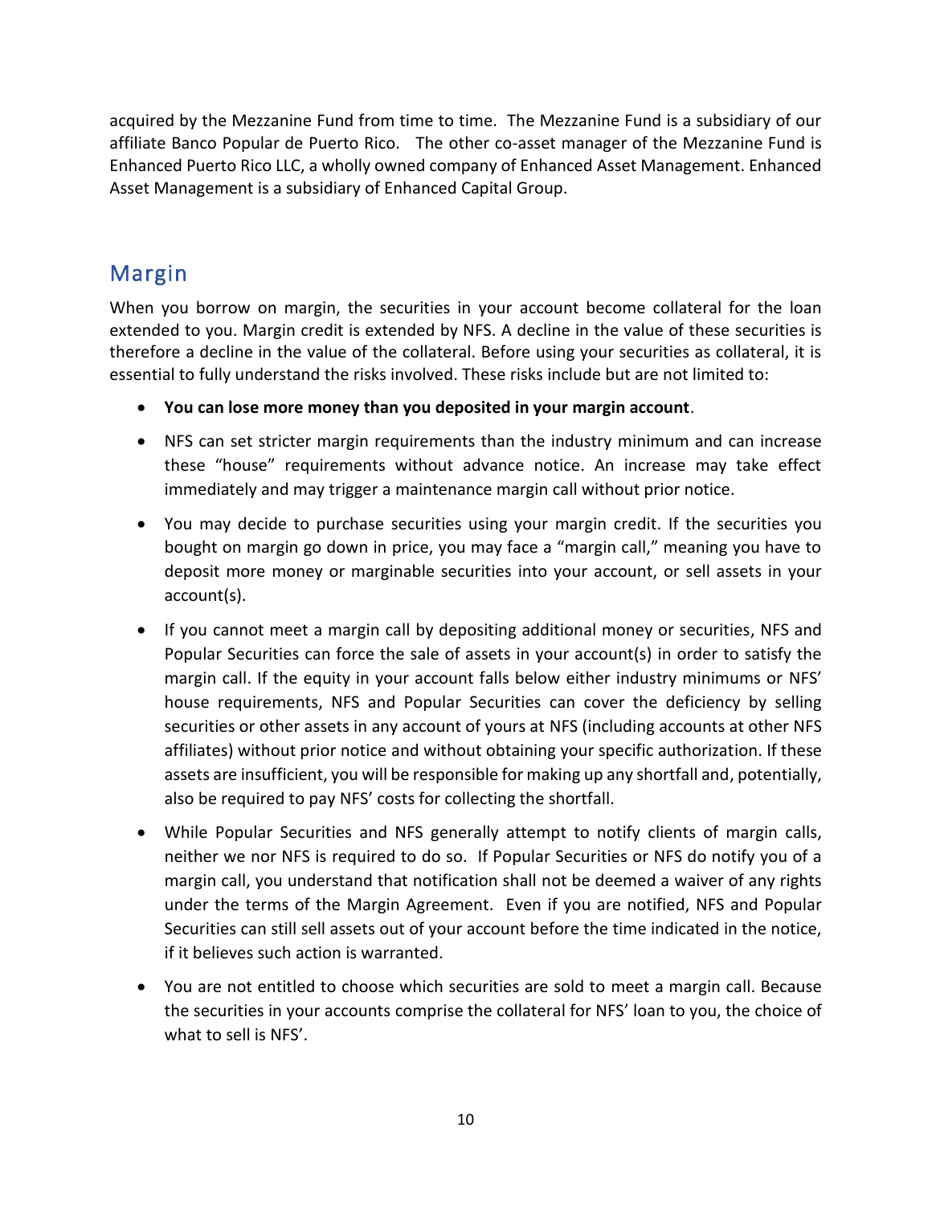acquired by the Mezzanine Fund from time to time. The Mezzanine Fund is a subsidiary of our affiliate Banco Popular de Puerto Rico. The other co-asset manager of the Mezzanine Fund is Enhanced Puerto Rico LLC, a wholly owned company of Enhanced Asset Management. Enhanced Asset Management is a subsidiary of Enhanced Capital Group.

## Margin

When you borrow on margin, the securities in your account become collateral for the loan extended to you. Margin credit is extended by NFS. A decline in the value of these securities is therefore a decline in the value of the collateral. Before using your securities as collateral, it is essential to fully understand the risks involved. These risks include but are not limited to:

- **You can lose more money than you deposited in your margin account**.
- NFS can set stricter margin requirements than the industry minimum and can increase these "house" requirements without advance notice. An increase may take effect immediately and may trigger a maintenance margin call without prior notice.
- You may decide to purchase securities using your margin credit. If the securities you bought on margin go down in price, you may face a "margin call," meaning you have to deposit more money or marginable securities into your account, or sell assets in your account(s).
- If you cannot meet a margin call by depositing additional money or securities, NFS and Popular Securities can force the sale of assets in your account(s) in order to satisfy the margin call. If the equity in your account falls below either industry minimums or NFS' house requirements, NFS and Popular Securities can cover the deficiency by selling securities or other assets in any account of yours at NFS (including accounts at other NFS affiliates) without prior notice and without obtaining your specific authorization. If these assets are insufficient, you will be responsible for making up any shortfall and, potentially, also be required to pay NFS' costs for collecting the shortfall.
- While Popular Securities and NFS generally attempt to notify clients of margin calls, neither we nor NFS is required to do so. If Popular Securities or NFS do notify you of a margin call, you understand that notification shall not be deemed a waiver of any rights under the terms of the Margin Agreement. Even if you are notified, NFS and Popular Securities can still sell assets out of your account before the time indicated in the notice, if it believes such action is warranted.
- You are not entitled to choose which securities are sold to meet a margin call. Because the securities in your accounts comprise the collateral for NFS' loan to you, the choice of what to sell is NFS'.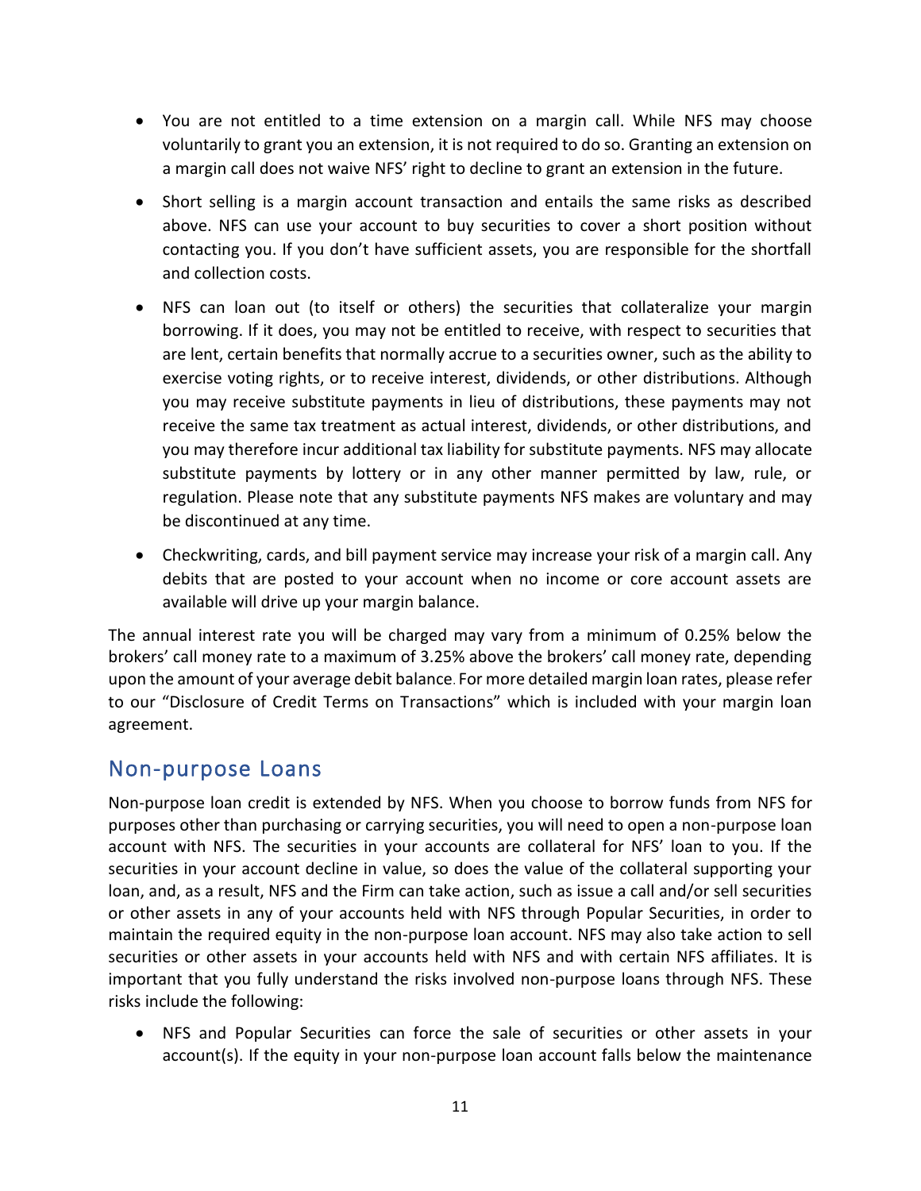- You are not entitled to a time extension on a margin call. While NFS may choose voluntarily to grant you an extension, it is not required to do so. Granting an extension on a margin call does not waive NFS' right to decline to grant an extension in the future.
- Short selling is a margin account transaction and entails the same risks as described above. NFS can use your account to buy securities to cover a short position without contacting you. If you don't have sufficient assets, you are responsible for the shortfall and collection costs.
- NFS can loan out (to itself or others) the securities that collateralize your margin borrowing. If it does, you may not be entitled to receive, with respect to securities that are lent, certain benefits that normally accrue to a securities owner, such as the ability to exercise voting rights, or to receive interest, dividends, or other distributions. Although you may receive substitute payments in lieu of distributions, these payments may not receive the same tax treatment as actual interest, dividends, or other distributions, and you may therefore incur additional tax liability for substitute payments. NFS may allocate substitute payments by lottery or in any other manner permitted by law, rule, or regulation. Please note that any substitute payments NFS makes are voluntary and may be discontinued at any time.
- Checkwriting, cards, and bill payment service may increase your risk of a margin call. Any debits that are posted to your account when no income or core account assets are available will drive up your margin balance.

The annual interest rate you will be charged may vary from a minimum of 0.25% below the brokers' call money rate to a maximum of 3.25% above the brokers' call money rate, depending upon the amount of your average debit balance. For more detailed margin loan rates, please refer to our "Disclosure of Credit Terms on Transactions" which is included with your margin loan agreement.

## Non-purpose Loans

Non-purpose loan credit is extended by NFS. When you choose to borrow funds from NFS for purposes other than purchasing or carrying securities, you will need to open a non-purpose loan account with NFS. The securities in your accounts are collateral for NFS' loan to you. If the securities in your account decline in value, so does the value of the collateral supporting your loan, and, as a result, NFS and the Firm can take action, such as issue a call and/or sell securities or other assets in any of your accounts held with NFS through Popular Securities, in order to maintain the required equity in the non-purpose loan account. NFS may also take action to sell securities or other assets in your accounts held with NFS and with certain NFS affiliates. It is important that you fully understand the risks involved non-purpose loans through NFS. These risks include the following:

- NFS and Popular Securities can force the sale of securities or other assets in your account(s). If the equity in your non-purpose loan account falls below the maintenance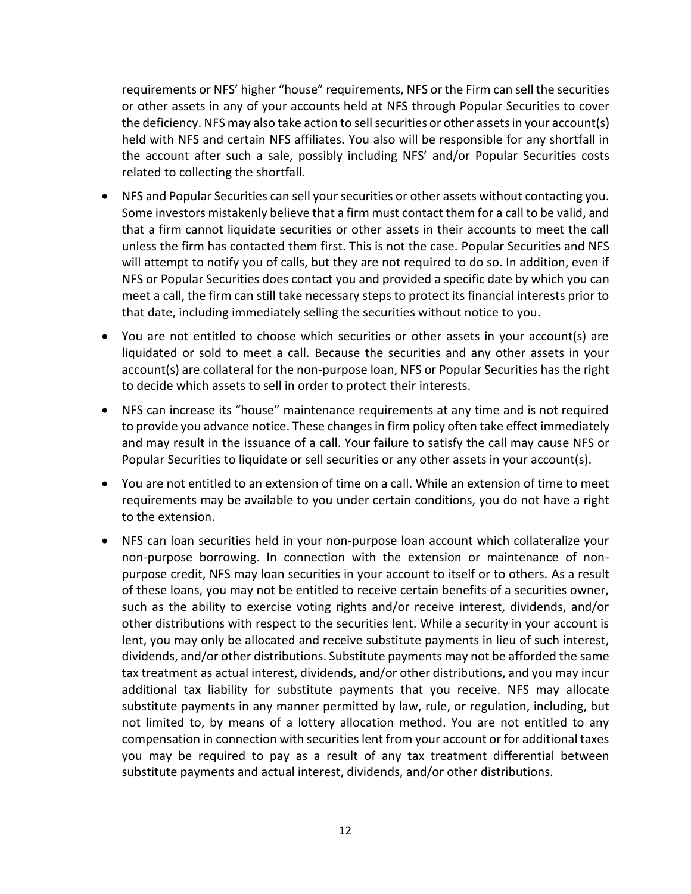requirements or NFS' higher "house" requirements, NFS or the Firm can sell the securities or other assets in any of your accounts held at NFS through Popular Securities to cover the deficiency. NFS may also take action to sell securities or other assets in your account(s) held with NFS and certain NFS affiliates. You also will be responsible for any shortfall in the account after such a sale, possibly including NFS' and/or Popular Securities costs related to collecting the shortfall.

- NFS and Popular Securities can sell your securities or other assets without contacting you. Some investors mistakenly believe that a firm must contact them for a call to be valid, and that a firm cannot liquidate securities or other assets in their accounts to meet the call unless the firm has contacted them first. This is not the case. Popular Securities and NFS will attempt to notify you of calls, but they are not required to do so. In addition, even if NFS or Popular Securities does contact you and provided a specific date by which you can meet a call, the firm can still take necessary steps to protect its financial interests prior to that date, including immediately selling the securities without notice to you.
- You are not entitled to choose which securities or other assets in your account(s) are liquidated or sold to meet a call. Because the securities and any other assets in your account(s) are collateral for the non-purpose loan, NFS or Popular Securities has the right to decide which assets to sell in order to protect their interests.
- NFS can increase its "house" maintenance requirements at any time and is not required to provide you advance notice. These changes in firm policy often take effect immediately and may result in the issuance of a call. Your failure to satisfy the call may cause NFS or Popular Securities to liquidate or sell securities or any other assets in your account(s).
- You are not entitled to an extension of time on a call. While an extension of time to meet requirements may be available to you under certain conditions, you do not have a right to the extension.
- NFS can loan securities held in your non-purpose loan account which collateralize your non-purpose borrowing. In connection with the extension or maintenance of non-purpose credit, NFS may loan securities in your account to itself or to others. As a result of these loans, you may not be entitled to receive certain benefits of a securities owner, such as the ability to exercise voting rights and/or receive interest, dividends, and/or other distributions with respect to the securities lent. While a security in your account is lent, you may only be allocated and receive substitute payments in lieu of such interest, dividends, and/or other distributions. Substitute payments may not be afforded the same tax treatment as actual interest, dividends, and/or other distributions, and you may incur additional tax liability for substitute payments that you receive. NFS may allocate substitute payments in any manner permitted by law, rule, or regulation, including, but not limited to, by means of a lottery allocation method. You are not entitled to any compensation in connection with securities lent from your account or for additional taxes you may be required to pay as a result of any tax treatment differential between substitute payments and actual interest, dividends, and/or other distributions.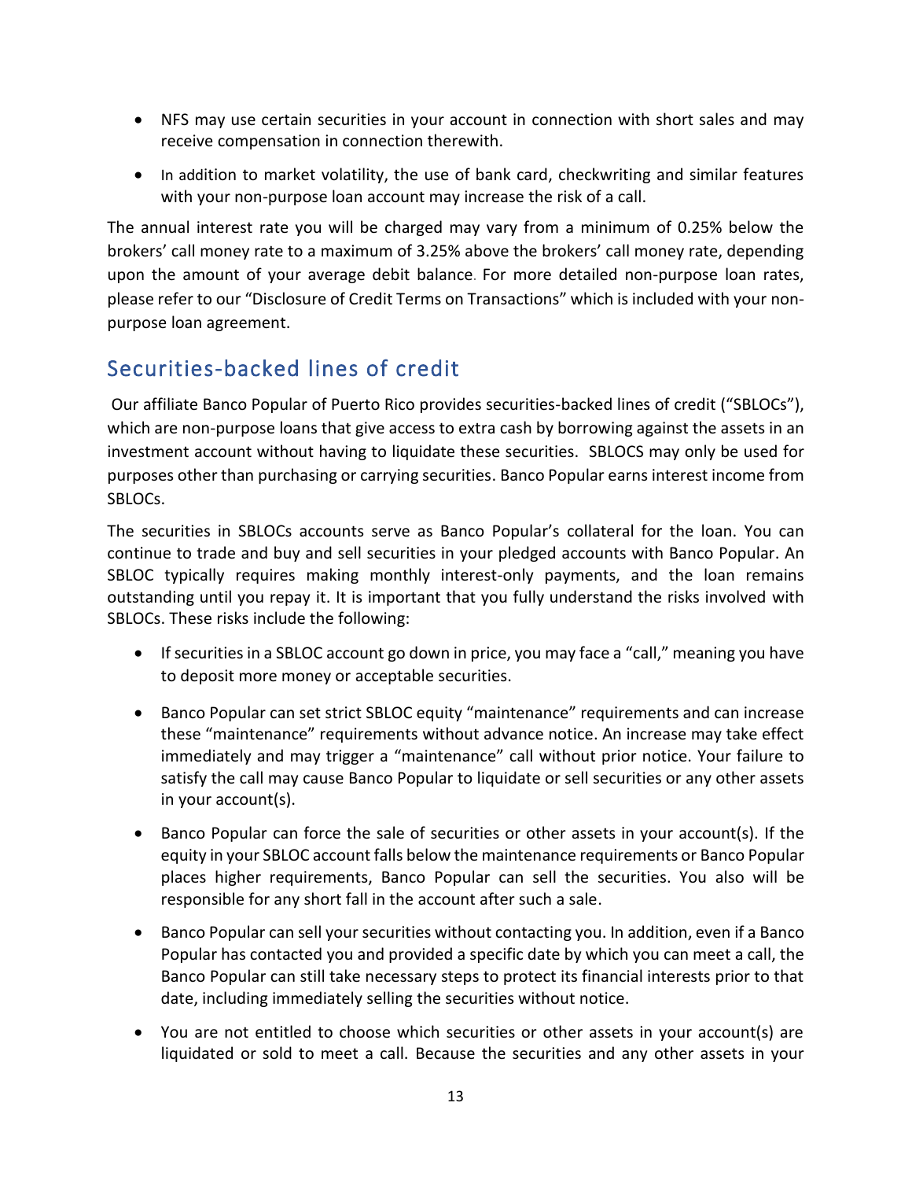- NFS may use certain securities in your account in connection with short sales and may receive compensation in connection therewith.
- In addition to market volatility, the use of bank card, checkwriting and similar features with your non-purpose loan account may increase the risk of a call.

The annual interest rate you will be charged may vary from a minimum of 0.25% below the brokers' call money rate to a maximum of 3.25% above the brokers' call money rate, depending upon the amount of your average debit balance. For more detailed non-purpose loan rates, please refer to our "Disclosure of Credit Terms on Transactions" which is included with your non-purpose loan agreement.

## Securities-backed lines of credit

Our affiliate Banco Popular of Puerto Rico provides securities-backed lines of credit ("SBLOCs"), which are non-purpose loans that give access to extra cash by borrowing against the assets in an investment account without having to liquidate these securities. SBLOCS may only be used for purposes other than purchasing or carrying securities. Banco Popular earns interest income from SBLOCs.

The securities in SBLOCs accounts serve as Banco Popular's collateral for the loan. You can continue to trade and buy and sell securities in your pledged accounts with Banco Popular. An SBLOC typically requires making monthly interest-only payments, and the loan remains outstanding until you repay it. It is important that you fully understand the risks involved with SBLOCs. These risks include the following:

- If securities in a SBLOC account go down in price, you may face a "call," meaning you have to deposit more money or acceptable securities.
- Banco Popular can set strict SBLOC equity "maintenance" requirements and can increase these "maintenance" requirements without advance notice. An increase may take effect immediately and may trigger a "maintenance" call without prior notice. Your failure to satisfy the call may cause Banco Popular to liquidate or sell securities or any other assets in your account(s).
- Banco Popular can force the sale of securities or other assets in your account(s). If the equity in your SBLOC account falls below the maintenance requirements or Banco Popular places higher requirements, Banco Popular can sell the securities. You also will be responsible for any short fall in the account after such a sale.
- Banco Popular can sell your securities without contacting you. In addition, even if a Banco Popular has contacted you and provided a specific date by which you can meet a call, the Banco Popular can still take necessary steps to protect its financial interests prior to that date, including immediately selling the securities without notice.
- You are not entitled to choose which securities or other assets in your account(s) are liquidated or sold to meet a call. Because the securities and any other assets in your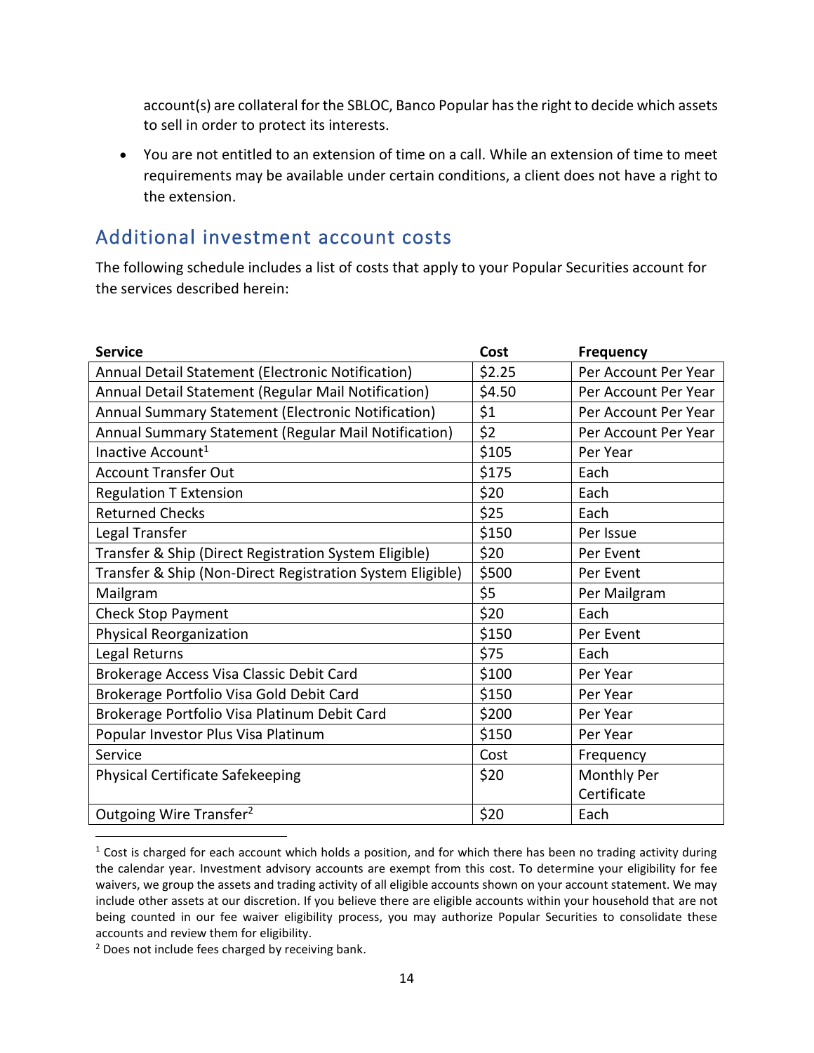account(s) are collateral for the SBLOC, Banco Popular has the right to decide which assets to sell in order to protect its interests.

- You are not entitled to an extension of time on a call. While an extension of time to meet requirements may be available under certain conditions, a client does not have a right to the extension.

## Additional investment account costs

The following schedule includes a list of costs that apply to your Popular Securities account for the services described herein:

| Service | Cost | Frequency |
|---|---|---|
| Annual Detail Statement (Electronic Notification) | $2.25 | Per Account Per Year |
| Annual Detail Statement (Regular Mail Notification) | $4.50 | Per Account Per Year |
| Annual Summary Statement (Electronic Notification) | $1 | Per Account Per Year |
| Annual Summary Statement (Regular Mail Notification) | $2 | Per Account Per Year |
| Inactive Account[1] | $105 | Per Year |
| Account Transfer Out | $175 | Each |
| Regulation T Extension | $20 | Each |
| Returned Checks | $25 | Each |
| Legal Transfer | $150 | Per Issue |
| Transfer & Ship (Direct Registration System Eligible) | $20 | Per Event |
| Transfer & Ship (Non-Direct Registration System Eligible) | $500 | Per Event |
| Mailgram | $5 | Per Mailgram |
| Check Stop Payment | $20 | Each |
| Physical Reorganization | $150 | Per Event |
| Legal Returns | $75 | Each |
| Brokerage Access Visa Classic Debit Card | $100 | Per Year |
| Brokerage Portfolio Visa Gold Debit Card | $150 | Per Year |
| Brokerage Portfolio Visa Platinum Debit Card | $200 | Per Year |
| Popular Investor Plus Visa Platinum | $150 | Per Year |
| Service | Cost | Frequency |
| Physical Certificate Safekeeping | $20 | Monthly Per Certificate |
| Outgoing Wire Transfer[2] | $20 | Each |

[1] Cost is charged for each account which holds a position, and for which there has been no trading activity during the calendar year. Investment advisory accounts are exempt from this cost. To determine your eligibility for fee waivers, we group the assets and trading activity of all eligible accounts shown on your account statement. We may include other assets at our discretion. If you believe there are eligible accounts within your household that are not being counted in our fee waiver eligibility process, you may authorize Popular Securities to consolidate these accounts and review them for eligibility.

[2] Does not include fees charged by receiving bank.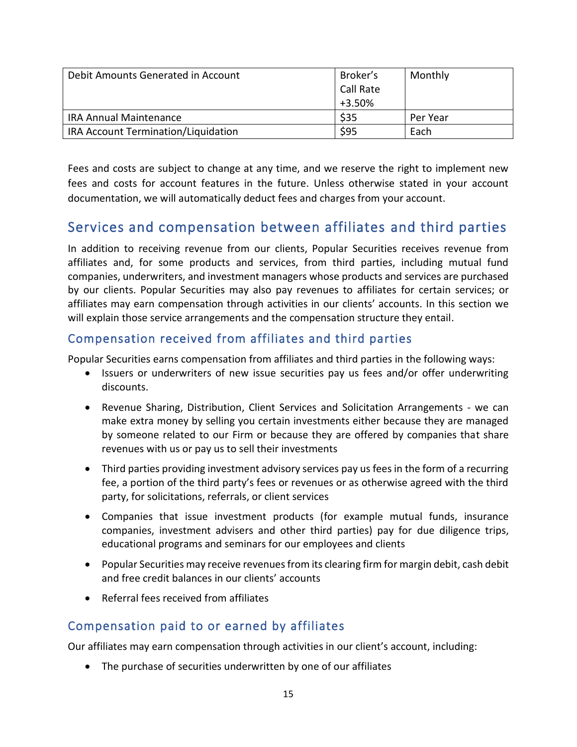| Debit Amounts Generated in Account | Broker's Call Rate +3.50% | Monthly |
|---|---|---|
| IRA Annual Maintenance | $35 | Per Year |
| IRA Account Termination/Liquidation | $95 | Each |

Fees and costs are subject to change at any time, and we reserve the right to implement new fees and costs for account features in the future. Unless otherwise stated in your account documentation, we will automatically deduct fees and charges from your account.

## Services and compensation between affiliates and third parties

In addition to receiving revenue from our clients, Popular Securities receives revenue from affiliates and, for some products and services, from third parties, including mutual fund companies, underwriters, and investment managers whose products and services are purchased by our clients. Popular Securities may also pay revenues to affiliates for certain services; or affiliates may earn compensation through activities in our clients' accounts. In this section we will explain those service arrangements and the compensation structure they entail.

### Compensation received from affiliates and third parties

Popular Securities earns compensation from affiliates and third parties in the following ways:

- Issuers or underwriters of new issue securities pay us fees and/or offer underwriting discounts.
- Revenue Sharing, Distribution, Client Services and Solicitation Arrangements - we can make extra money by selling you certain investments either because they are managed by someone related to our Firm or because they are offered by companies that share revenues with us or pay us to sell their investments
- Third parties providing investment advisory services pay us fees in the form of a recurring fee, a portion of the third party's fees or revenues or as otherwise agreed with the third party, for solicitations, referrals, or client services
- Companies that issue investment products (for example mutual funds, insurance companies, investment advisers and other third parties) pay for due diligence trips, educational programs and seminars for our employees and clients
- Popular Securities may receive revenues from its clearing firm for margin debit, cash debit and free credit balances in our clients' accounts
- Referral fees received from affiliates

### Compensation paid to or earned by affiliates

Our affiliates may earn compensation through activities in our client's account, including:

- The purchase of securities underwritten by one of our affiliates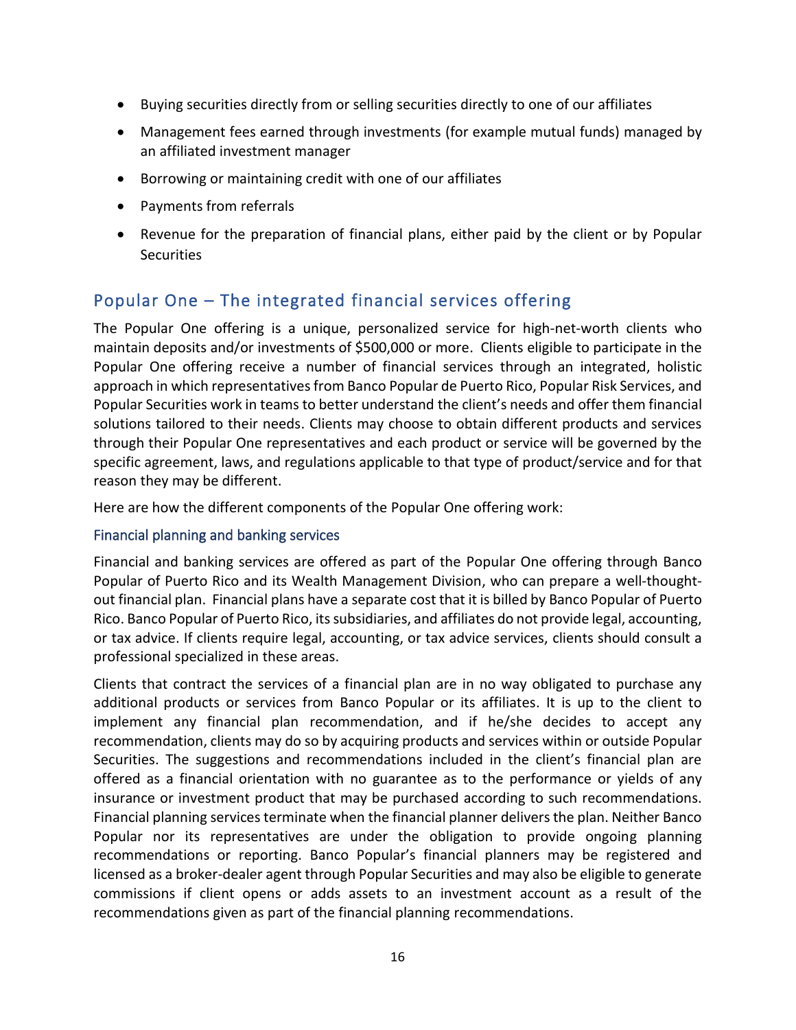- Buying securities directly from or selling securities directly to one of our affiliates
- Management fees earned through investments (for example mutual funds) managed by an affiliated investment manager
- Borrowing or maintaining credit with one of our affiliates
- Payments from referrals
- Revenue for the preparation of financial plans, either paid by the client or by Popular Securities

## Popular One – The integrated financial services offering

The Popular One offering is a unique, personalized service for high-net-worth clients who maintain deposits and/or investments of $500,000 or more. Clients eligible to participate in the Popular One offering receive a number of financial services through an integrated, holistic approach in which representatives from Banco Popular de Puerto Rico, Popular Risk Services, and Popular Securities work in teams to better understand the client's needs and offer them financial solutions tailored to their needs. Clients may choose to obtain different products and services through their Popular One representatives and each product or service will be governed by the specific agreement, laws, and regulations applicable to that type of product/service and for that reason they may be different.

Here are how the different components of the Popular One offering work:

### Financial planning and banking services

Financial and banking services are offered as part of the Popular One offering through Banco Popular of Puerto Rico and its Wealth Management Division, who can prepare a well-thought-out financial plan. Financial plans have a separate cost that it is billed by Banco Popular of Puerto Rico. Banco Popular of Puerto Rico, its subsidiaries, and affiliates do not provide legal, accounting, or tax advice. If clients require legal, accounting, or tax advice services, clients should consult a professional specialized in these areas.

Clients that contract the services of a financial plan are in no way obligated to purchase any additional products or services from Banco Popular or its affiliates. It is up to the client to implement any financial plan recommendation, and if he/she decides to accept any recommendation, clients may do so by acquiring products and services within or outside Popular Securities. The suggestions and recommendations included in the client's financial plan are offered as a financial orientation with no guarantee as to the performance or yields of any insurance or investment product that may be purchased according to such recommendations. Financial planning services terminate when the financial planner delivers the plan. Neither Banco Popular nor its representatives are under the obligation to provide ongoing planning recommendations or reporting. Banco Popular's financial planners may be registered and licensed as a broker-dealer agent through Popular Securities and may also be eligible to generate commissions if client opens or adds assets to an investment account as a result of the recommendations given as part of the financial planning recommendations.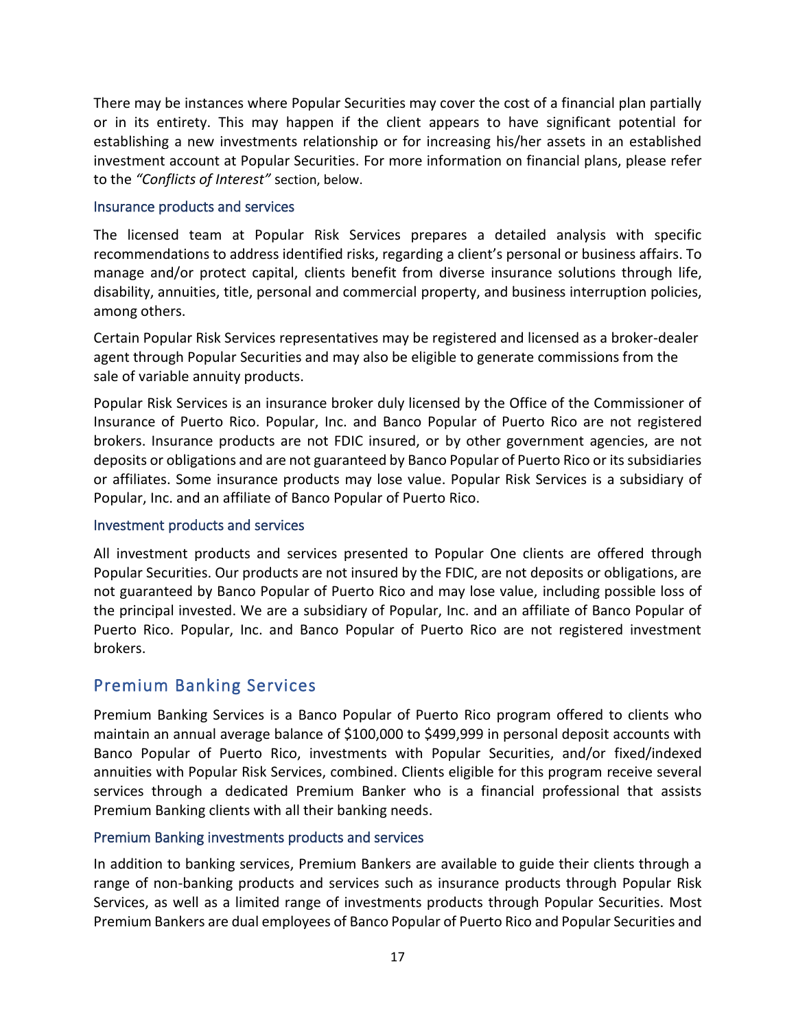There may be instances where Popular Securities may cover the cost of a financial plan partially or in its entirety. This may happen if the client appears to have significant potential for establishing a new investments relationship or for increasing his/her assets in an established investment account at Popular Securities. For more information on financial plans, please refer to the *"Conflicts of Interest"* section, below.

### Insurance products and services

The licensed team at Popular Risk Services prepares a detailed analysis with specific recommendations to address identified risks, regarding a client's personal or business affairs. To manage and/or protect capital, clients benefit from diverse insurance solutions through life, disability, annuities, title, personal and commercial property, and business interruption policies, among others.

Certain Popular Risk Services representatives may be registered and licensed as a broker-dealer agent through Popular Securities and may also be eligible to generate commissions from the sale of variable annuity products.

Popular Risk Services is an insurance broker duly licensed by the Office of the Commissioner of Insurance of Puerto Rico. Popular, Inc. and Banco Popular of Puerto Rico are not registered brokers. Insurance products are not FDIC insured, or by other government agencies, are not deposits or obligations and are not guaranteed by Banco Popular of Puerto Rico or its subsidiaries or affiliates. Some insurance products may lose value. Popular Risk Services is a subsidiary of Popular, Inc. and an affiliate of Banco Popular of Puerto Rico.

### Investment products and services

All investment products and services presented to Popular One clients are offered through Popular Securities. Our products are not insured by the FDIC, are not deposits or obligations, are not guaranteed by Banco Popular of Puerto Rico and may lose value, including possible loss of the principal invested. We are a subsidiary of Popular, Inc. and an affiliate of Banco Popular of Puerto Rico. Popular, Inc. and Banco Popular of Puerto Rico are not registered investment brokers.

## Premium Banking Services

Premium Banking Services is a Banco Popular of Puerto Rico program offered to clients who maintain an annual average balance of $100,000 to $499,999 in personal deposit accounts with Banco Popular of Puerto Rico, investments with Popular Securities, and/or fixed/indexed annuities with Popular Risk Services, combined. Clients eligible for this program receive several services through a dedicated Premium Banker who is a financial professional that assists Premium Banking clients with all their banking needs.

### Premium Banking investments products and services

In addition to banking services, Premium Bankers are available to guide their clients through a range of non-banking products and services such as insurance products through Popular Risk Services, as well as a limited range of investments products through Popular Securities. Most Premium Bankers are dual employees of Banco Popular of Puerto Rico and Popular Securities and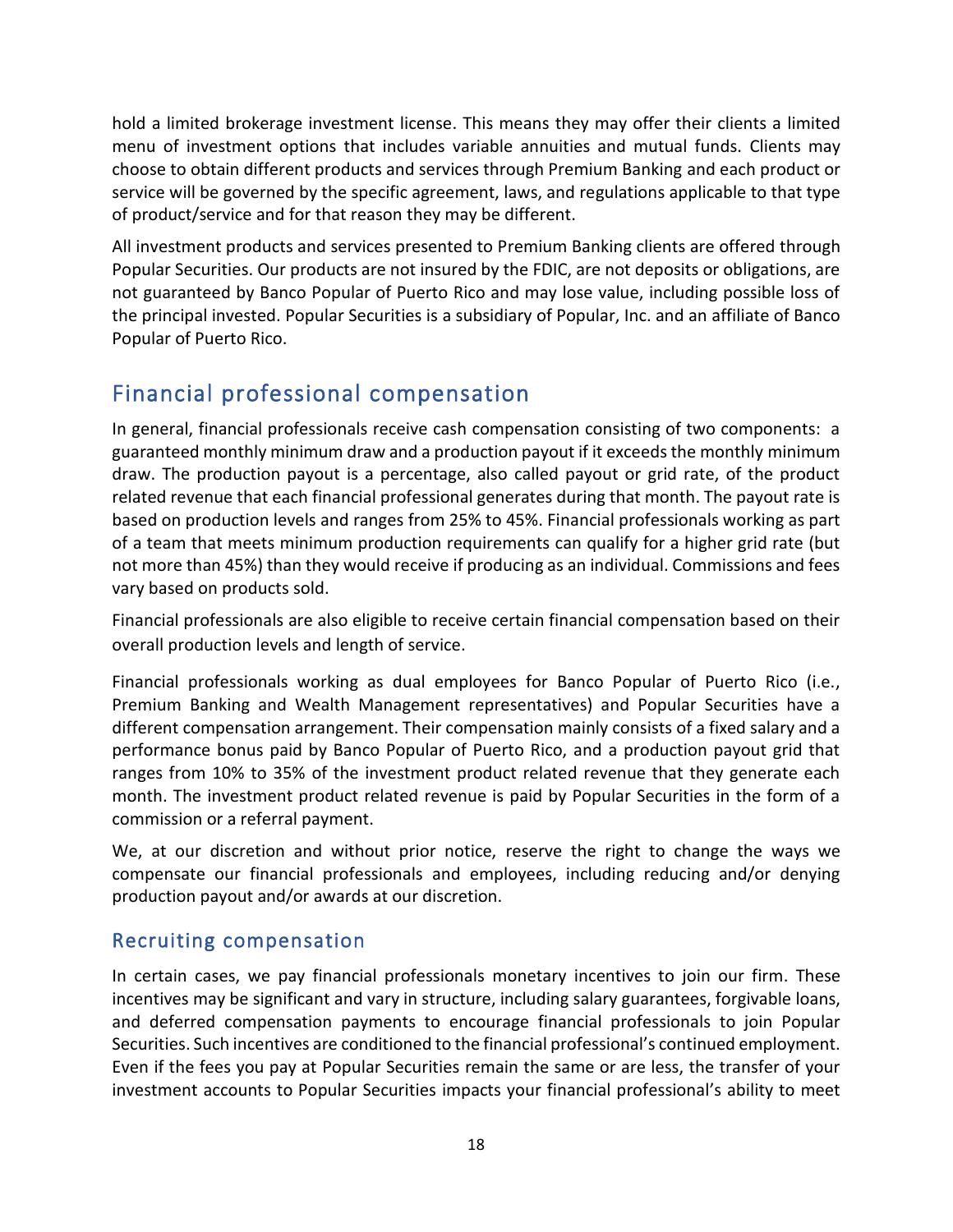hold a limited brokerage investment license. This means they may offer their clients a limited menu of investment options that includes variable annuities and mutual funds. Clients may choose to obtain different products and services through Premium Banking and each product or service will be governed by the specific agreement, laws, and regulations applicable to that type of product/service and for that reason they may be different.

All investment products and services presented to Premium Banking clients are offered through Popular Securities. Our products are not insured by the FDIC, are not deposits or obligations, are not guaranteed by Banco Popular of Puerto Rico and may lose value, including possible loss of the principal invested. Popular Securities is a subsidiary of Popular, Inc. and an affiliate of Banco Popular of Puerto Rico.

## Financial professional compensation

In general, financial professionals receive cash compensation consisting of two components: a guaranteed monthly minimum draw and a production payout if it exceeds the monthly minimum draw. The production payout is a percentage, also called payout or grid rate, of the product related revenue that each financial professional generates during that month. The payout rate is based on production levels and ranges from 25% to 45%. Financial professionals working as part of a team that meets minimum production requirements can qualify for a higher grid rate (but not more than 45%) than they would receive if producing as an individual. Commissions and fees vary based on products sold.

Financial professionals are also eligible to receive certain financial compensation based on their overall production levels and length of service.

Financial professionals working as dual employees for Banco Popular of Puerto Rico (i.e., Premium Banking and Wealth Management representatives) and Popular Securities have a different compensation arrangement. Their compensation mainly consists of a fixed salary and a performance bonus paid by Banco Popular of Puerto Rico, and a production payout grid that ranges from 10% to 35% of the investment product related revenue that they generate each month. The investment product related revenue is paid by Popular Securities in the form of a commission or a referral payment.

We, at our discretion and without prior notice, reserve the right to change the ways we compensate our financial professionals and employees, including reducing and/or denying production payout and/or awards at our discretion.

### Recruiting compensation

In certain cases, we pay financial professionals monetary incentives to join our firm. These incentives may be significant and vary in structure, including salary guarantees, forgivable loans, and deferred compensation payments to encourage financial professionals to join Popular Securities. Such incentives are conditioned to the financial professional's continued employment. Even if the fees you pay at Popular Securities remain the same or are less, the transfer of your investment accounts to Popular Securities impacts your financial professional's ability to meet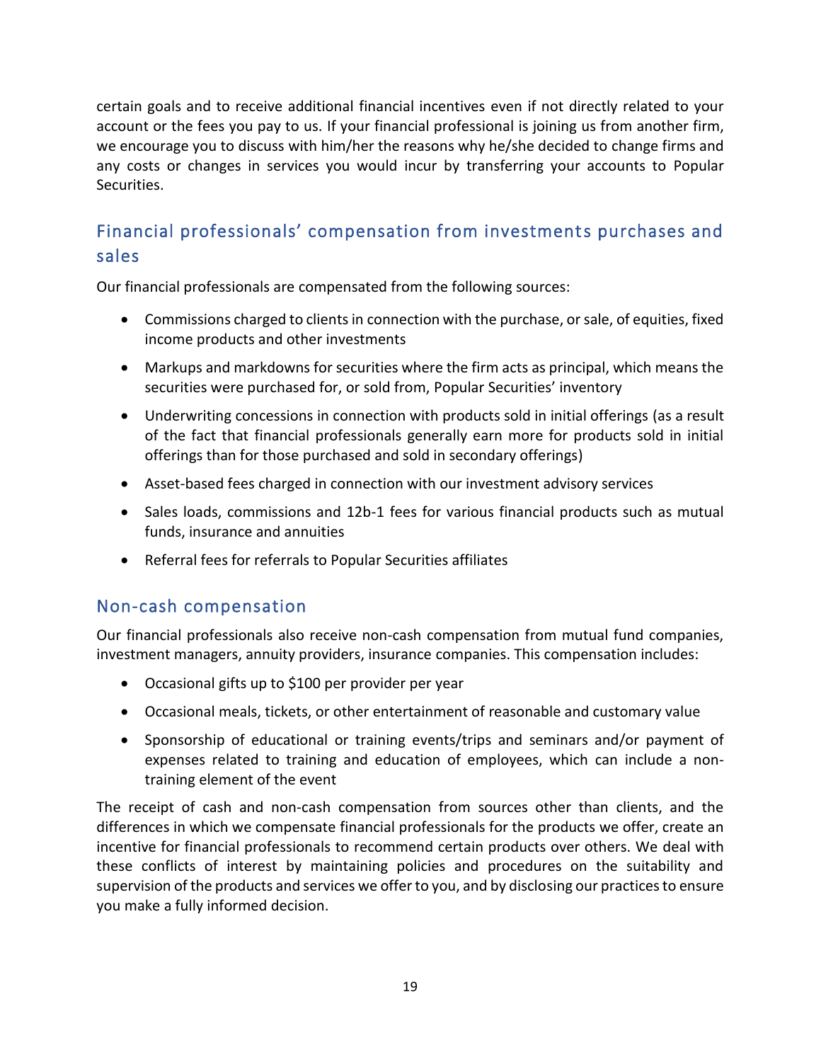certain goals and to receive additional financial incentives even if not directly related to your account or the fees you pay to us. If your financial professional is joining us from another firm, we encourage you to discuss with him/her the reasons why he/she decided to change firms and any costs or changes in services you would incur by transferring your accounts to Popular Securities.

## Financial professionals' compensation from investments purchases and sales

Our financial professionals are compensated from the following sources:

- Commissions charged to clients in connection with the purchase, or sale, of equities, fixed income products and other investments
- Markups and markdowns for securities where the firm acts as principal, which means the securities were purchased for, or sold from, Popular Securities' inventory
- Underwriting concessions in connection with products sold in initial offerings (as a result of the fact that financial professionals generally earn more for products sold in initial offerings than for those purchased and sold in secondary offerings)
- Asset-based fees charged in connection with our investment advisory services
- Sales loads, commissions and 12b-1 fees for various financial products such as mutual funds, insurance and annuities
- Referral fees for referrals to Popular Securities affiliates

## Non-cash compensation

Our financial professionals also receive non-cash compensation from mutual fund companies, investment managers, annuity providers, insurance companies. This compensation includes:

- Occasional gifts up to $100 per provider per year
- Occasional meals, tickets, or other entertainment of reasonable and customary value
- Sponsorship of educational or training events/trips and seminars and/or payment of expenses related to training and education of employees, which can include a non-training element of the event

The receipt of cash and non-cash compensation from sources other than clients, and the differences in which we compensate financial professionals for the products we offer, create an incentive for financial professionals to recommend certain products over others. We deal with these conflicts of interest by maintaining policies and procedures on the suitability and supervision of the products and services we offer to you, and by disclosing our practices to ensure you make a fully informed decision.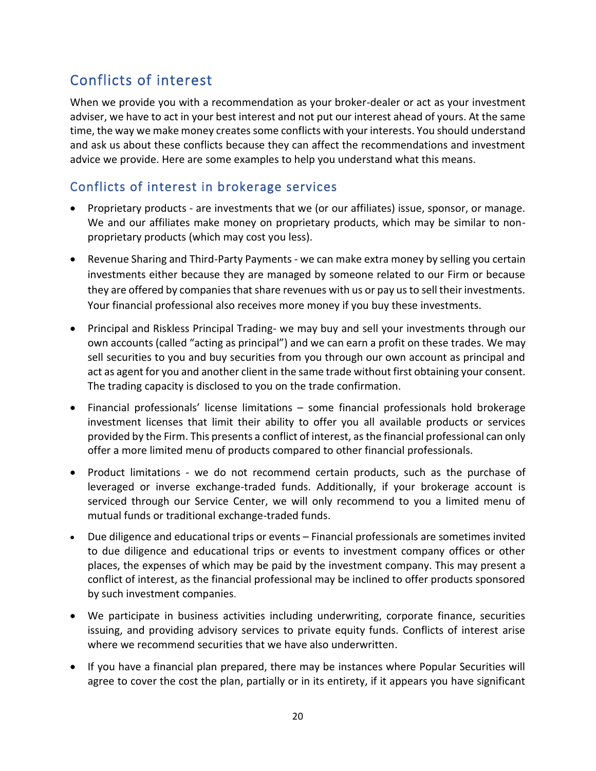## Conflicts of interest

When we provide you with a recommendation as your broker-dealer or act as your investment adviser, we have to act in your best interest and not put our interest ahead of yours. At the same time, the way we make money creates some conflicts with your interests. You should understand and ask us about these conflicts because they can affect the recommendations and investment advice we provide. Here are some examples to help you understand what this means.

### Conflicts of interest in brokerage services

- Proprietary products - are investments that we (or our affiliates) issue, sponsor, or manage. We and our affiliates make money on proprietary products, which may be similar to non-proprietary products (which may cost you less).
- Revenue Sharing and Third-Party Payments - we can make extra money by selling you certain investments either because they are managed by someone related to our Firm or because they are offered by companies that share revenues with us or pay us to sell their investments. Your financial professional also receives more money if you buy these investments.
- Principal and Riskless Principal Trading- we may buy and sell your investments through our own accounts (called "acting as principal") and we can earn a profit on these trades. We may sell securities to you and buy securities from you through our own account as principal and act as agent for you and another client in the same trade without first obtaining your consent. The trading capacity is disclosed to you on the trade confirmation.
- Financial professionals' license limitations – some financial professionals hold brokerage investment licenses that limit their ability to offer you all available products or services provided by the Firm. This presents a conflict of interest, as the financial professional can only offer a more limited menu of products compared to other financial professionals.
- Product limitations - we do not recommend certain products, such as the purchase of leveraged or inverse exchange-traded funds. Additionally, if your brokerage account is serviced through our Service Center, we will only recommend to you a limited menu of mutual funds or traditional exchange-traded funds.
- Due diligence and educational trips or events – Financial professionals are sometimes invited to due diligence and educational trips or events to investment company offices or other places, the expenses of which may be paid by the investment company. This may present a conflict of interest, as the financial professional may be inclined to offer products sponsored by such investment companies.
- We participate in business activities including underwriting, corporate finance, securities issuing, and providing advisory services to private equity funds. Conflicts of interest arise where we recommend securities that we have also underwritten.
- If you have a financial plan prepared, there may be instances where Popular Securities will agree to cover the cost the plan, partially or in its entirety, if it appears you have significant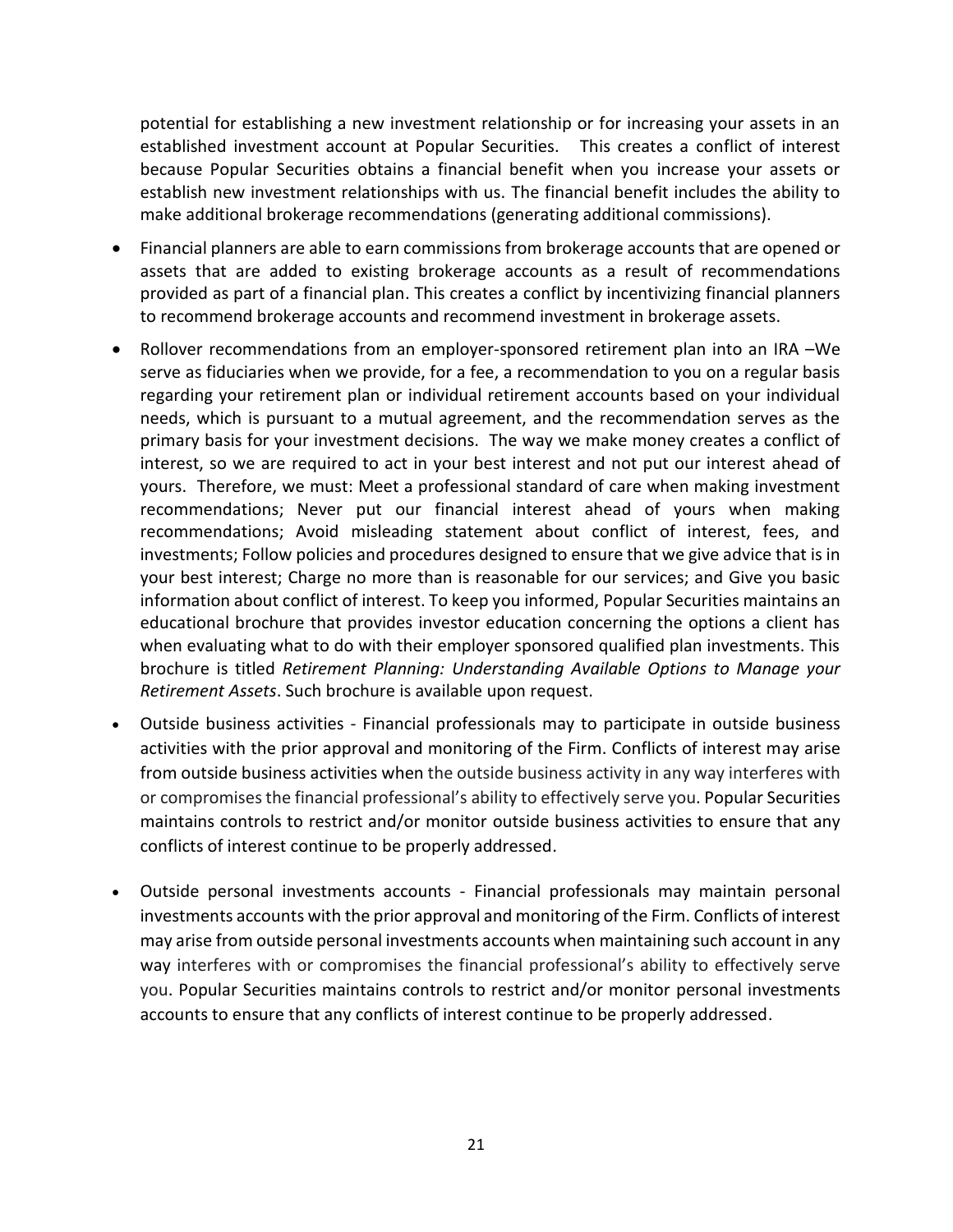potential for establishing a new investment relationship or for increasing your assets in an established investment account at Popular Securities. This creates a conflict of interest because Popular Securities obtains a financial benefit when you increase your assets or establish new investment relationships with us. The financial benefit includes the ability to make additional brokerage recommendations (generating additional commissions).

- Financial planners are able to earn commissions from brokerage accounts that are opened or assets that are added to existing brokerage accounts as a result of recommendations provided as part of a financial plan. This creates a conflict by incentivizing financial planners to recommend brokerage accounts and recommend investment in brokerage assets.
- Rollover recommendations from an employer-sponsored retirement plan into an IRA –We serve as fiduciaries when we provide, for a fee, a recommendation to you on a regular basis regarding your retirement plan or individual retirement accounts based on your individual needs, which is pursuant to a mutual agreement, and the recommendation serves as the primary basis for your investment decisions. The way we make money creates a conflict of interest, so we are required to act in your best interest and not put our interest ahead of yours. Therefore, we must: Meet a professional standard of care when making investment recommendations; Never put our financial interest ahead of yours when making recommendations; Avoid misleading statement about conflict of interest, fees, and investments; Follow policies and procedures designed to ensure that we give advice that is in your best interest; Charge no more than is reasonable for our services; and Give you basic information about conflict of interest. To keep you informed, Popular Securities maintains an educational brochure that provides investor education concerning the options a client has when evaluating what to do with their employer sponsored qualified plan investments. This brochure is titled *Retirement Planning: Understanding Available Options to Manage your Retirement Assets*. Such brochure is available upon request.
- Outside business activities - Financial professionals may to participate in outside business activities with the prior approval and monitoring of the Firm. Conflicts of interest may arise from outside business activities when the outside business activity in any way interferes with or compromises the financial professional's ability to effectively serve you. Popular Securities maintains controls to restrict and/or monitor outside business activities to ensure that any conflicts of interest continue to be properly addressed.
- Outside personal investments accounts - Financial professionals may maintain personal investments accounts with the prior approval and monitoring of the Firm. Conflicts of interest may arise from outside personal investments accounts when maintaining such account in any way interferes with or compromises the financial professional's ability to effectively serve you. Popular Securities maintains controls to restrict and/or monitor personal investments accounts to ensure that any conflicts of interest continue to be properly addressed.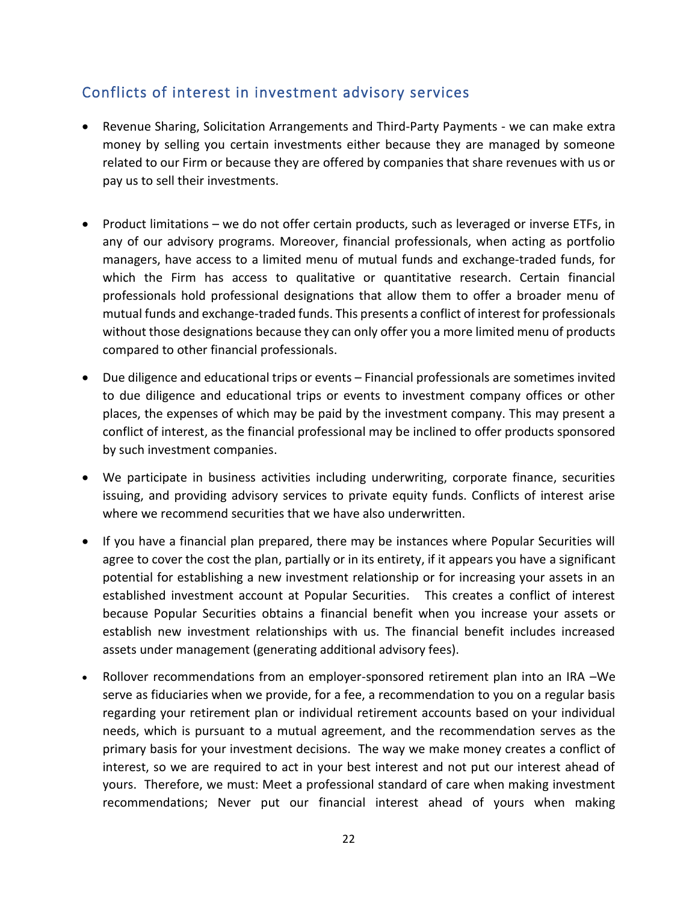## Conflicts of interest in investment advisory services

- Revenue Sharing, Solicitation Arrangements and Third-Party Payments - we can make extra money by selling you certain investments either because they are managed by someone related to our Firm or because they are offered by companies that share revenues with us or pay us to sell their investments.

- Product limitations – we do not offer certain products, such as leveraged or inverse ETFs, in any of our advisory programs. Moreover, financial professionals, when acting as portfolio managers, have access to a limited menu of mutual funds and exchange-traded funds, for which the Firm has access to qualitative or quantitative research. Certain financial professionals hold professional designations that allow them to offer a broader menu of mutual funds and exchange-traded funds. This presents a conflict of interest for professionals without those designations because they can only offer you a more limited menu of products compared to other financial professionals.
- Due diligence and educational trips or events – Financial professionals are sometimes invited to due diligence and educational trips or events to investment company offices or other places, the expenses of which may be paid by the investment company. This may present a conflict of interest, as the financial professional may be inclined to offer products sponsored by such investment companies.
- We participate in business activities including underwriting, corporate finance, securities issuing, and providing advisory services to private equity funds. Conflicts of interest arise where we recommend securities that we have also underwritten.
- If you have a financial plan prepared, there may be instances where Popular Securities will agree to cover the cost the plan, partially or in its entirety, if it appears you have a significant potential for establishing a new investment relationship or for increasing your assets in an established investment account at Popular Securities. This creates a conflict of interest because Popular Securities obtains a financial benefit when you increase your assets or establish new investment relationships with us. The financial benefit includes increased assets under management (generating additional advisory fees).
- Rollover recommendations from an employer-sponsored retirement plan into an IRA –We serve as fiduciaries when we provide, for a fee, a recommendation to you on a regular basis regarding your retirement plan or individual retirement accounts based on your individual needs, which is pursuant to a mutual agreement, and the recommendation serves as the primary basis for your investment decisions. The way we make money creates a conflict of interest, so we are required to act in your best interest and not put our interest ahead of yours. Therefore, we must: Meet a professional standard of care when making investment recommendations; Never put our financial interest ahead of yours when making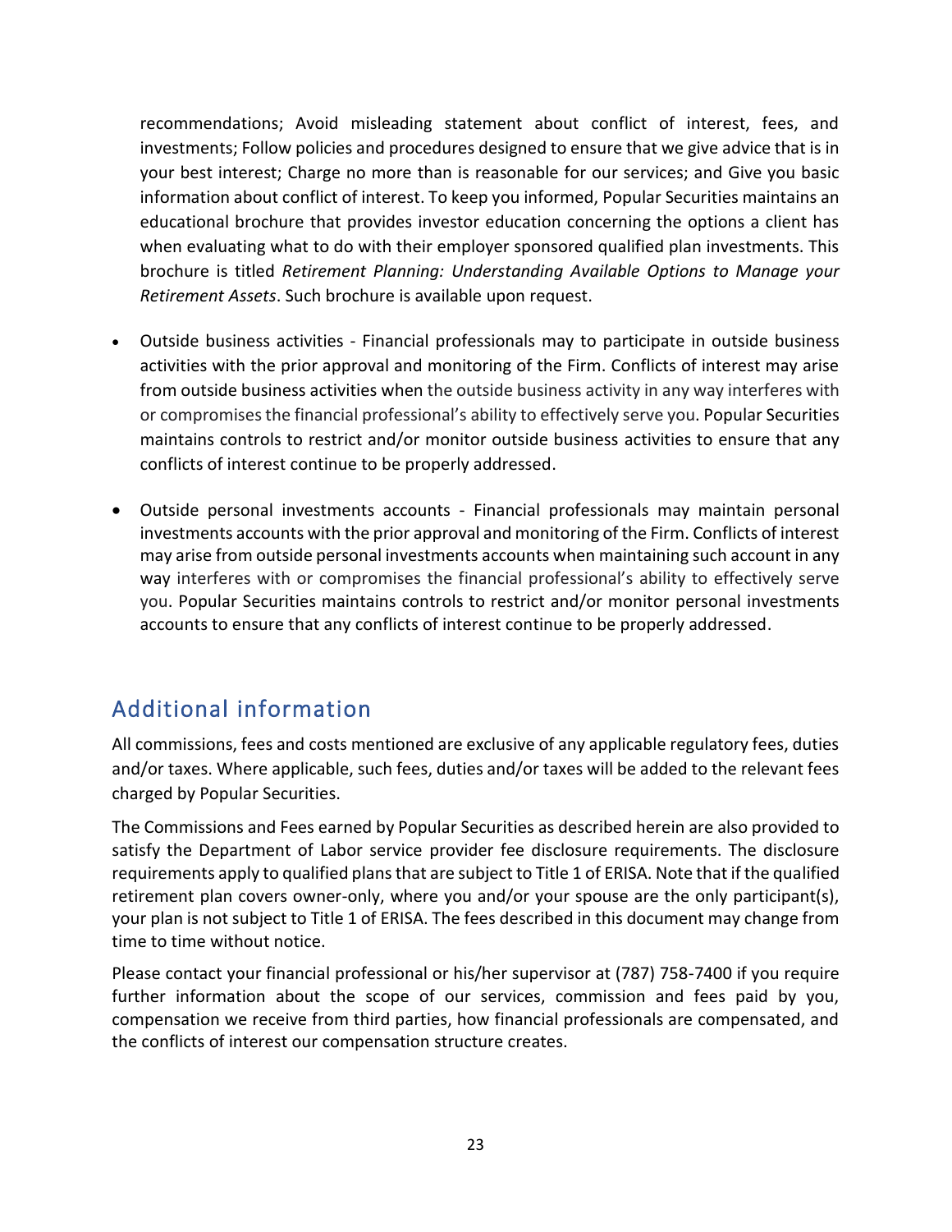recommendations; Avoid misleading statement about conflict of interest, fees, and investments; Follow policies and procedures designed to ensure that we give advice that is in your best interest; Charge no more than is reasonable for our services; and Give you basic information about conflict of interest. To keep you informed, Popular Securities maintains an educational brochure that provides investor education concerning the options a client has when evaluating what to do with their employer sponsored qualified plan investments. This brochure is titled *Retirement Planning: Understanding Available Options to Manage your Retirement Assets*. Such brochure is available upon request.

- Outside business activities - Financial professionals may to participate in outside business activities with the prior approval and monitoring of the Firm. Conflicts of interest may arise from outside business activities when the outside business activity in any way interferes with or compromises the financial professional's ability to effectively serve you. Popular Securities maintains controls to restrict and/or monitor outside business activities to ensure that any conflicts of interest continue to be properly addressed.

- Outside personal investments accounts - Financial professionals may maintain personal investments accounts with the prior approval and monitoring of the Firm. Conflicts of interest may arise from outside personal investments accounts when maintaining such account in any way interferes with or compromises the financial professional's ability to effectively serve you. Popular Securities maintains controls to restrict and/or monitor personal investments accounts to ensure that any conflicts of interest continue to be properly addressed.

## Additional information

All commissions, fees and costs mentioned are exclusive of any applicable regulatory fees, duties and/or taxes. Where applicable, such fees, duties and/or taxes will be added to the relevant fees charged by Popular Securities.

The Commissions and Fees earned by Popular Securities as described herein are also provided to satisfy the Department of Labor service provider fee disclosure requirements. The disclosure requirements apply to qualified plans that are subject to Title 1 of ERISA. Note that if the qualified retirement plan covers owner-only, where you and/or your spouse are the only participant(s), your plan is not subject to Title 1 of ERISA. The fees described in this document may change from time to time without notice.

Please contact your financial professional or his/her supervisor at (787) 758-7400 if you require further information about the scope of our services, commission and fees paid by you, compensation we receive from third parties, how financial professionals are compensated, and the conflicts of interest our compensation structure creates.